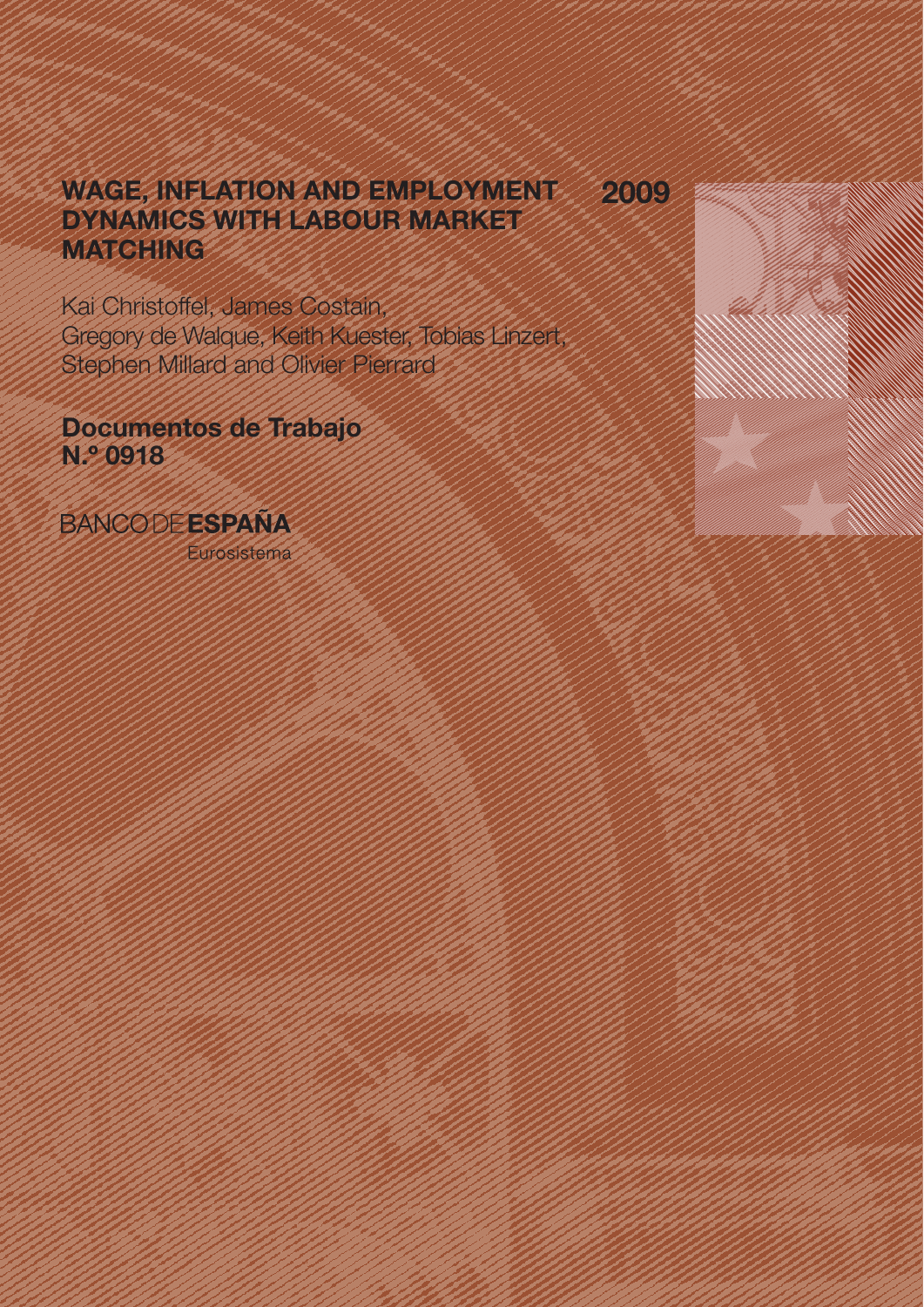# WAGE, INFLATION AND EMPLOYMENT DYNAMICS WITH LABOUR MARKET MATCHING

2009

Kai Christoffel, James Costain,
Gregory de Walque, Keith Kuester, Tobias Linzert,
Stephen Millard and Olivier Pierrard

**Documentos de Trabajo**
**N.º 0918**

BANCO DE **ESPAÑA**

Eurosistema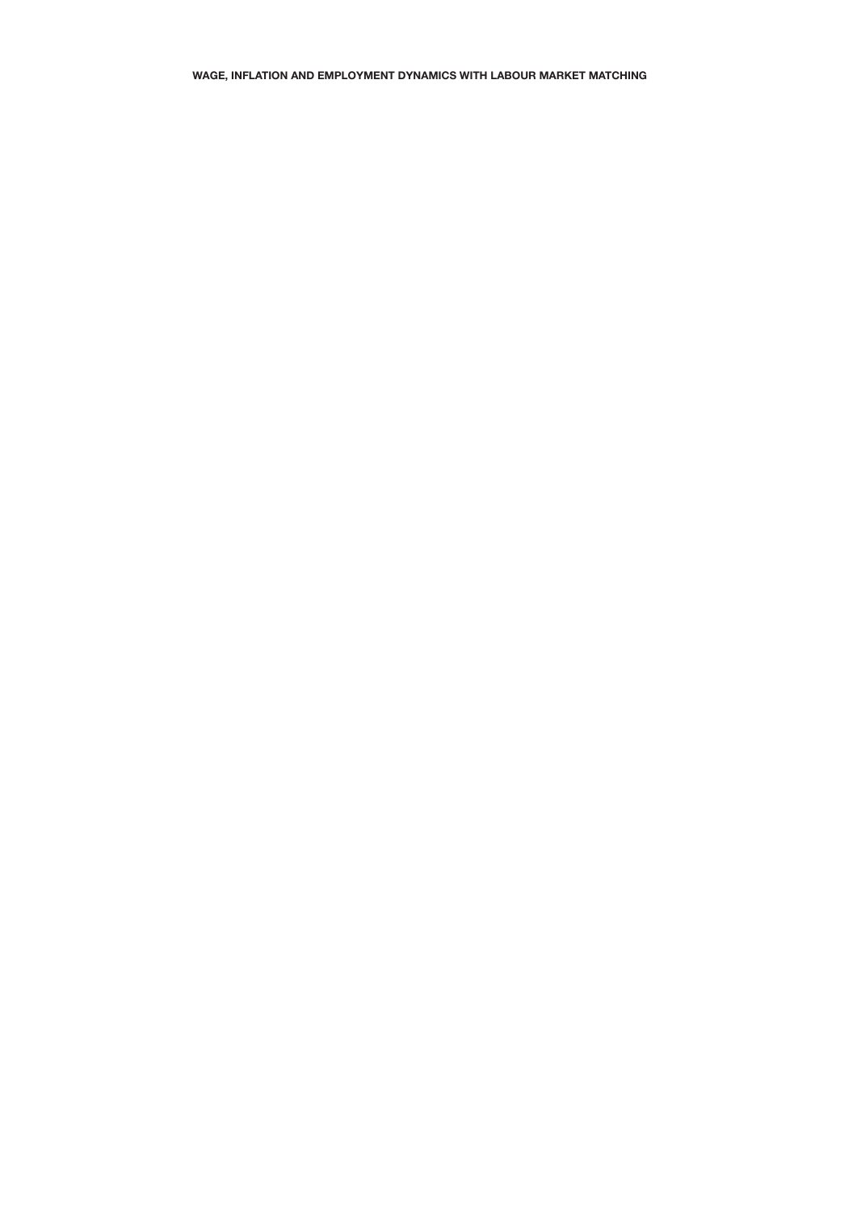**WAGE, INFLATION AND EMPLOYMENT DYNAMICS WITH LABOUR MARKET MATCHING**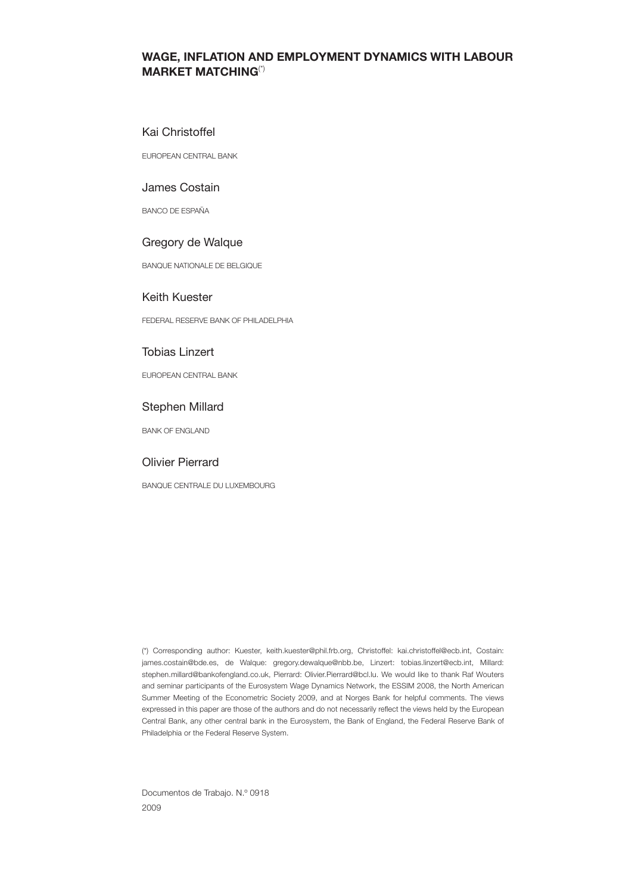## WAGE, INFLATION AND EMPLOYMENT DYNAMICS WITH LABOUR MARKET MATCHING[(*)]

Kai Christoffel

EUROPEAN CENTRAL BANK

James Costain

BANCO DE ESPAÑA

Gregory de Walque

BANQUE NATIONALE DE BELGIQUE

Keith Kuester

FEDERAL RESERVE BANK OF PHILADELPHIA

Tobias Linzert

EUROPEAN CENTRAL BANK

Stephen Millard

BANK OF ENGLAND

Olivier Pierrard

BANQUE CENTRALE DU LUXEMBOURG

(*) Corresponding author: Kuester, keith.kuester@phil.frb.org, Christoffel: kai.christoffel@ecb.int, Costain: james.costain@bde.es, de Walque: gregory.dewalque@nbb.be, Linzert: tobias.linzert@ecb.int, Millard: stephen.millard@bankofengland.co.uk, Pierrard: Olivier.Pierrard@bcl.lu. We would like to thank Raf Wouters and seminar participants of the Eurosystem Wage Dynamics Network, the ESSIM 2008, the North American Summer Meeting of the Econometric Society 2009, and at Norges Bank for helpful comments. The views expressed in this paper are those of the authors and do not necessarily reflect the views held by the European Central Bank, any other central bank in the Eurosystem, the Bank of England, the Federal Reserve Bank of Philadelphia or the Federal Reserve System.

Documentos de Trabajo. N.º 0918

2009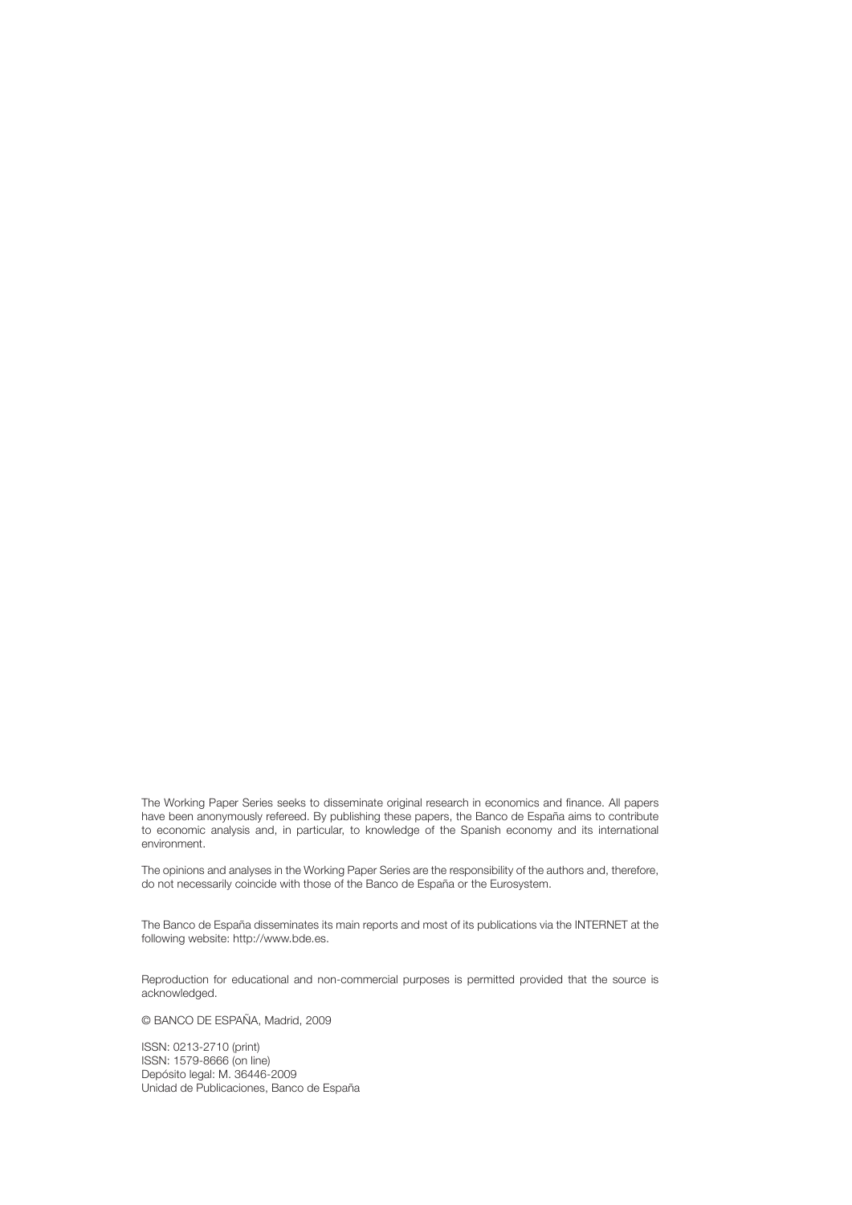The Working Paper Series seeks to disseminate original research in economics and finance. All papers have been anonymously refereed. By publishing these papers, the Banco de España aims to contribute to economic analysis and, in particular, to knowledge of the Spanish economy and its international environment.

The opinions and analyses in the Working Paper Series are the responsibility of the authors and, therefore, do not necessarily coincide with those of the Banco de España or the Eurosystem.

The Banco de España disseminates its main reports and most of its publications via the INTERNET at the following website: http://www.bde.es.

Reproduction for educational and non-commercial purposes is permitted provided that the source is acknowledged.

© BANCO DE ESPAÑA, Madrid, 2009

ISSN: 0213-2710 (print)
ISSN: 1579-8666 (on line)
Depósito legal: M. 36446-2009
Unidad de Publicaciones, Banco de España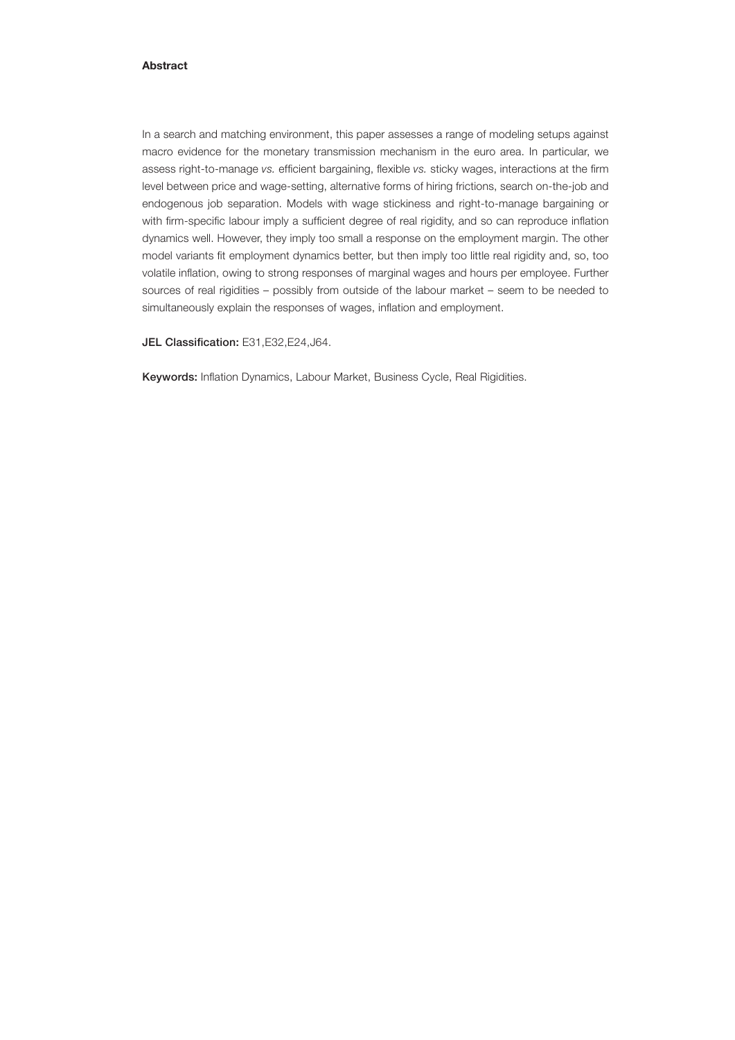**Abstract**

In a search and matching environment, this paper assesses a range of modeling setups against macro evidence for the monetary transmission mechanism in the euro area. In particular, we assess right-to-manage *vs.* efficient bargaining, flexible *vs.* sticky wages, interactions at the firm level between price and wage-setting, alternative forms of hiring frictions, search on-the-job and endogenous job separation. Models with wage stickiness and right-to-manage bargaining or with firm-specific labour imply a sufficient degree of real rigidity, and so can reproduce inflation dynamics well. However, they imply too small a response on the employment margin. The other model variants fit employment dynamics better, but then imply too little real rigidity and, so, too volatile inflation, owing to strong responses of marginal wages and hours per employee. Further sources of real rigidities – possibly from outside of the labour market – seem to be needed to simultaneously explain the responses of wages, inflation and employment.

**JEL Classification:** E31,E32,E24,J64.

**Keywords:** Inflation Dynamics, Labour Market, Business Cycle, Real Rigidities.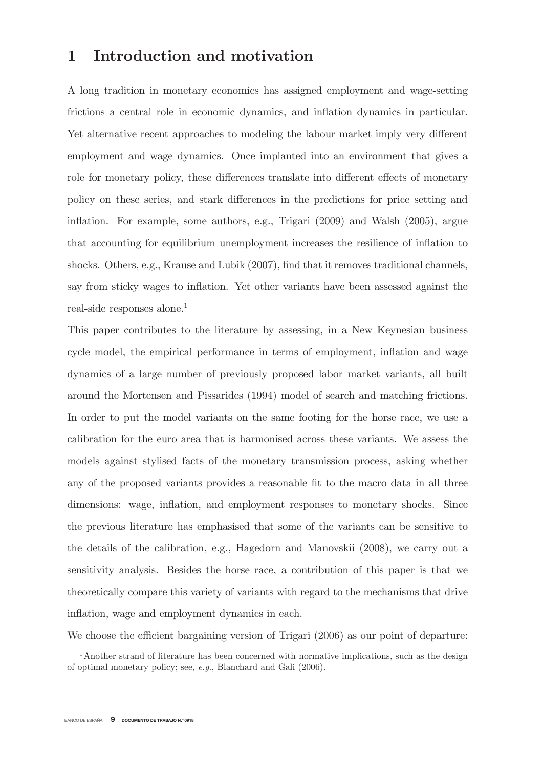# 1 Introduction and motivation

A long tradition in monetary economics has assigned employment and wage-setting frictions a central role in economic dynamics, and inflation dynamics in particular. Yet alternative recent approaches to modeling the labour market imply very different employment and wage dynamics. Once implanted into an environment that gives a role for monetary policy, these differences translate into different effects of monetary policy on these series, and stark differences in the predictions for price setting and inflation. For example, some authors, e.g., Trigari (2009) and Walsh (2005), argue that accounting for equilibrium unemployment increases the resilience of inflation to shocks. Others, e.g., Krause and Lubik (2007), find that it removes traditional channels, say from sticky wages to inflation. Yet other variants have been assessed against the real-side responses alone.[1]

This paper contributes to the literature by assessing, in a New Keynesian business cycle model, the empirical performance in terms of employment, inflation and wage dynamics of a large number of previously proposed labor market variants, all built around the Mortensen and Pissarides (1994) model of search and matching frictions. In order to put the model variants on the same footing for the horse race, we use a calibration for the euro area that is harmonised across these variants. We assess the models against stylised facts of the monetary transmission process, asking whether any of the proposed variants provides a reasonable fit to the macro data in all three dimensions: wage, inflation, and employment responses to monetary shocks. Since the previous literature has emphasised that some of the variants can be sensitive to the details of the calibration, e.g., Hagedorn and Manovskii (2008), we carry out a sensitivity analysis. Besides the horse race, a contribution of this paper is that we theoretically compare this variety of variants with regard to the mechanisms that drive inflation, wage and employment dynamics in each.

We choose the efficient bargaining version of Trigari (2006) as our point of departure:

[1] Another strand of literature has been concerned with normative implications, such as the design of optimal monetary policy; see, *e.g.*, Blanchard and Gali (2006).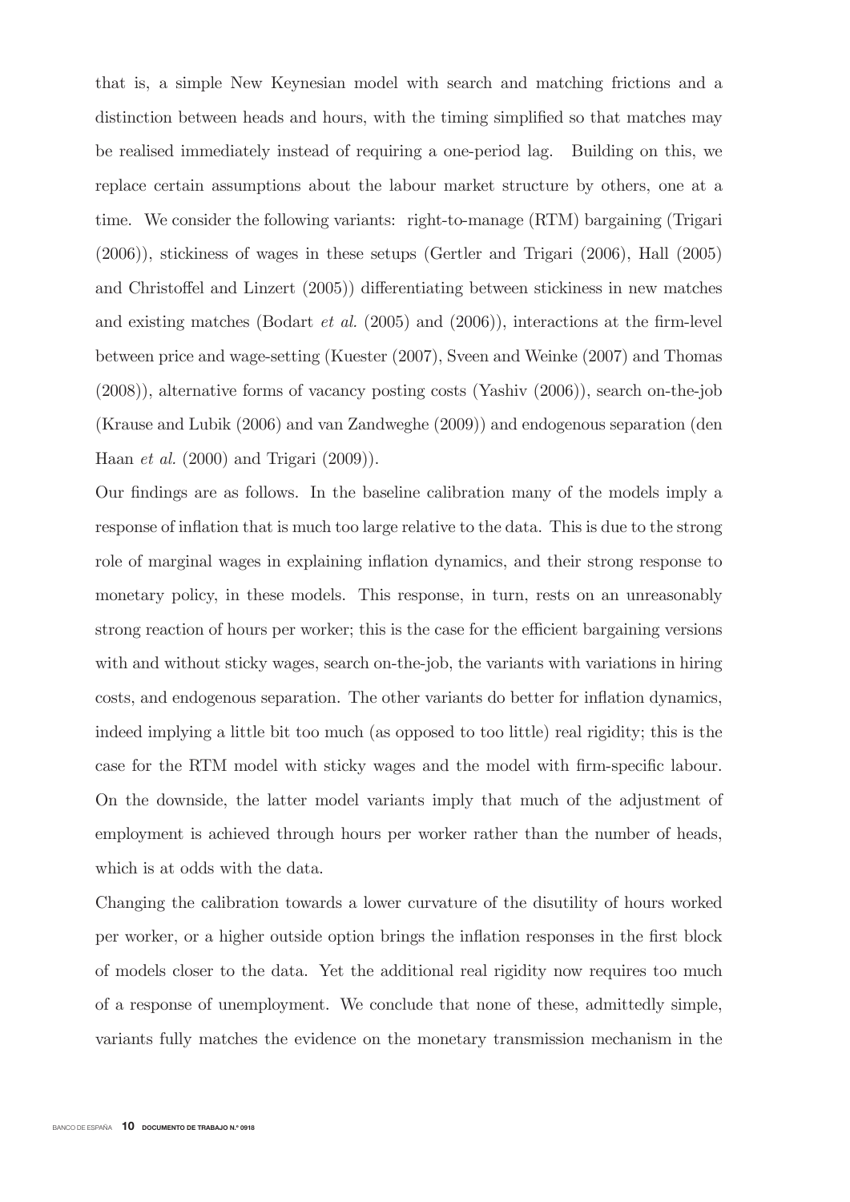that is, a simple New Keynesian model with search and matching frictions and a distinction between heads and hours, with the timing simplified so that matches may be realised immediately instead of requiring a one-period lag. Building on this, we replace certain assumptions about the labour market structure by others, one at a time. We consider the following variants: right-to-manage (RTM) bargaining (Trigari (2006)), stickiness of wages in these setups (Gertler and Trigari (2006), Hall (2005) and Christoffel and Linzert (2005)) differentiating between stickiness in new matches and existing matches (Bodart *et al.* (2005) and (2006)), interactions at the firm-level between price and wage-setting (Kuester (2007), Sveen and Weinke (2007) and Thomas (2008)), alternative forms of vacancy posting costs (Yashiv (2006)), search on-the-job (Krause and Lubik (2006) and van Zandweghe (2009)) and endogenous separation (den Haan *et al.* (2000) and Trigari (2009)).

Our findings are as follows. In the baseline calibration many of the models imply a response of inflation that is much too large relative to the data. This is due to the strong role of marginal wages in explaining inflation dynamics, and their strong response to monetary policy, in these models. This response, in turn, rests on an unreasonably strong reaction of hours per worker; this is the case for the efficient bargaining versions with and without sticky wages, search on-the-job, the variants with variations in hiring costs, and endogenous separation. The other variants do better for inflation dynamics, indeed implying a little bit too much (as opposed to too little) real rigidity; this is the case for the RTM model with sticky wages and the model with firm-specific labour. On the downside, the latter model variants imply that much of the adjustment of employment is achieved through hours per worker rather than the number of heads, which is at odds with the data.

Changing the calibration towards a lower curvature of the disutility of hours worked per worker, or a higher outside option brings the inflation responses in the first block of models closer to the data. Yet the additional real rigidity now requires too much of a response of unemployment. We conclude that none of these, admittedly simple, variants fully matches the evidence on the monetary transmission mechanism in the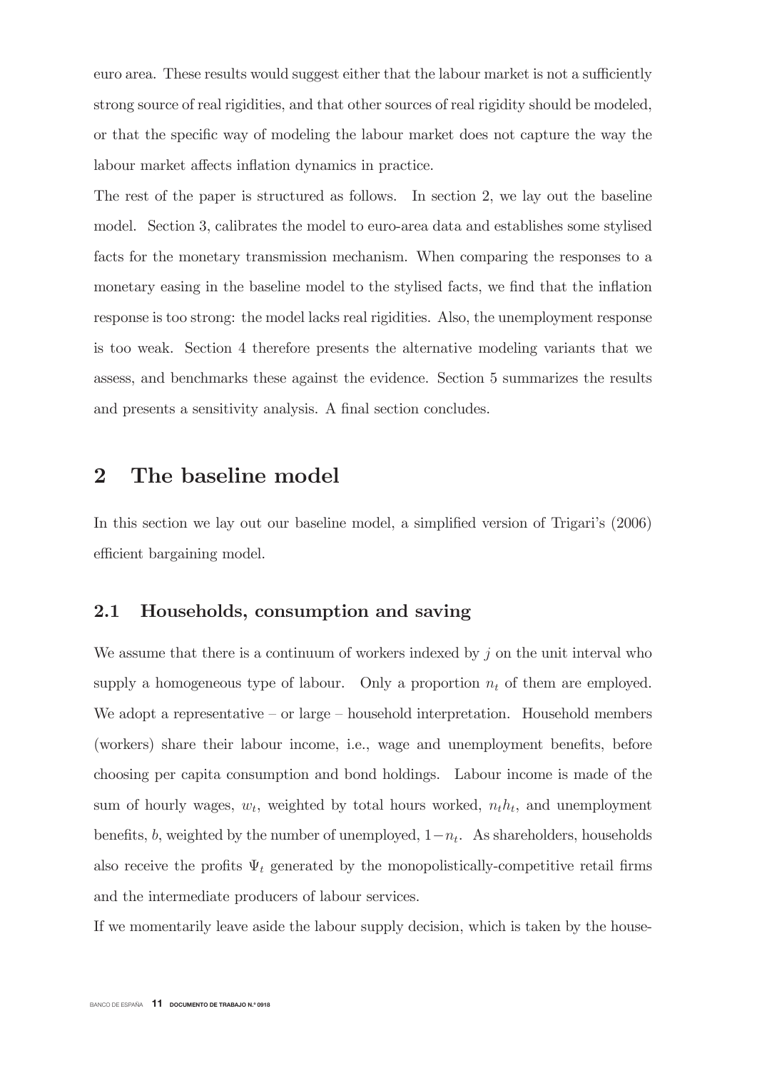euro area. These results would suggest either that the labour market is not a sufficiently strong source of real rigidities, and that other sources of real rigidity should be modeled, or that the specific way of modeling the labour market does not capture the way the labour market affects inflation dynamics in practice.

The rest of the paper is structured as follows. In section 2, we lay out the baseline model. Section 3, calibrates the model to euro-area data and establishes some stylised facts for the monetary transmission mechanism. When comparing the responses to a monetary easing in the baseline model to the stylised facts, we find that the inflation response is too strong: the model lacks real rigidities. Also, the unemployment response is too weak. Section 4 therefore presents the alternative modeling variants that we assess, and benchmarks these against the evidence. Section 5 summarizes the results and presents a sensitivity analysis. A final section concludes.

# 2 The baseline model

In this section we lay out our baseline model, a simplified version of Trigari's (2006) efficient bargaining model.

## 2.1 Households, consumption and saving

We assume that there is a continuum of workers indexed by $j$ on the unit interval who supply a homogeneous type of labour. Only a proportion $n_t$ of them are employed. We adopt a representative – or large – household interpretation. Household members (workers) share their labour income, i.e., wage and unemployment benefits, before choosing per capita consumption and bond holdings. Labour income is made of the sum of hourly wages, $w_t$, weighted by total hours worked, $n_t h_t$, and unemployment benefits, $b$, weighted by the number of unemployed, $1-n_t$. As shareholders, households also receive the profits $\Psi_t$ generated by the monopolistically-competitive retail firms and the intermediate producers of labour services.

If we momentarily leave aside the labour supply decision, which is taken by the house-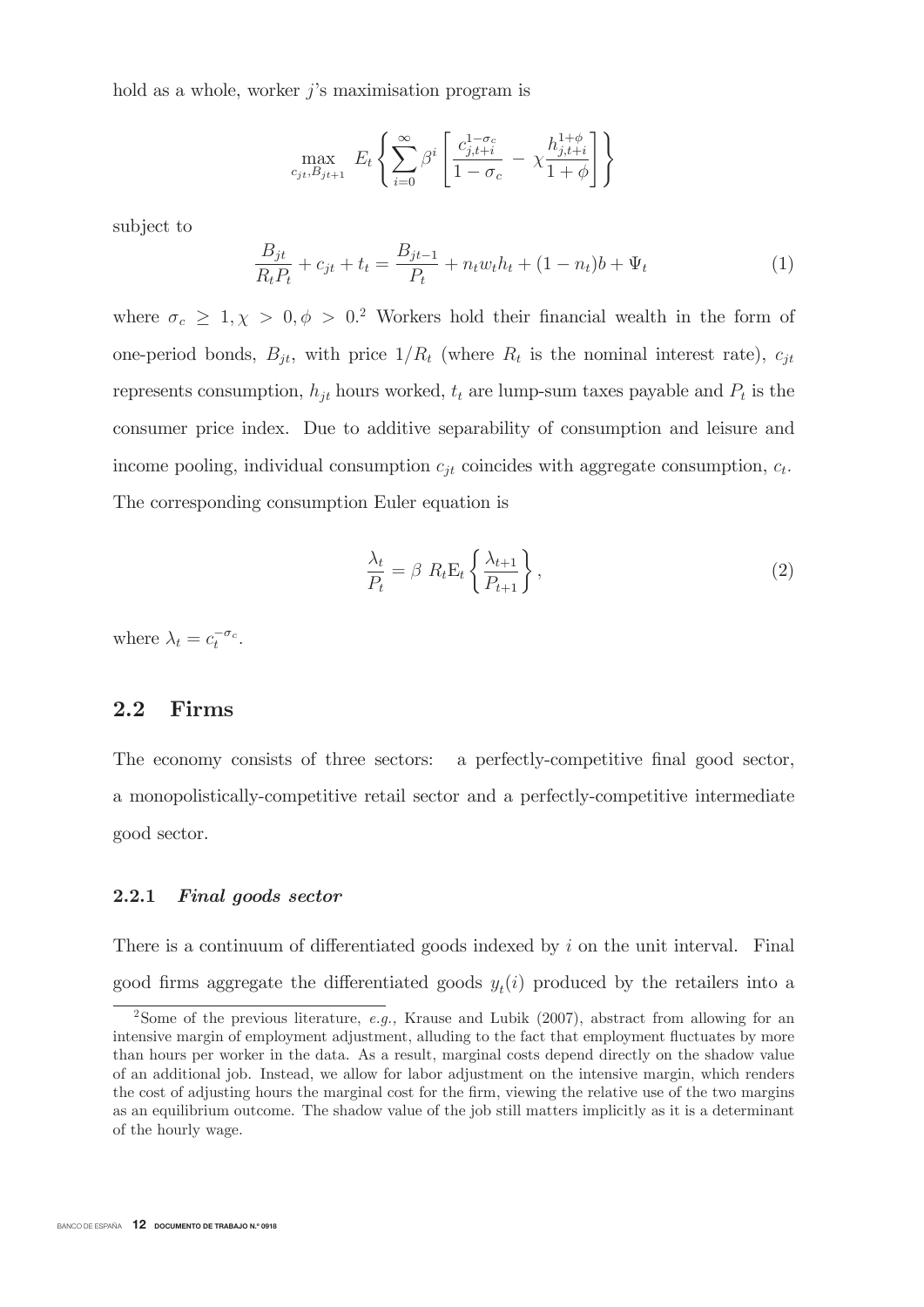hold as a whole, worker $j$'s maximisation program is

$$\max_{c_{jt}, B_{jt+1}} E_t \left\{ \sum_{i=0}^{\infty} \beta^i \left[ \frac{c_{j,t+i}^{1-\sigma_c}}{1-\sigma_c} - \chi \frac{h_{j,t+i}^{1+\phi}}{1+\phi} \right] \right\}$$

subject to

$$\frac{B_{jt}}{R_t P_t} + c_{jt} + t_t = \frac{B_{jt-1}}{P_t} + n_t w_t h_t + (1-n_t) b + \Psi_t \tag{1}$$

where $\sigma_c \geq 1, \chi > 0, \phi > 0$.[2] Workers hold their financial wealth in the form of one-period bonds, $B_{jt}$, with price $1/R_t$ (where $R_t$ is the nominal interest rate), $c_{jt}$ represents consumption, $h_{jt}$ hours worked, $t_t$ are lump-sum taxes payable and $P_t$ is the consumer price index. Due to additive separability of consumption and leisure and income pooling, individual consumption $c_{jt}$ coincides with aggregate consumption, $c_t$. The corresponding consumption Euler equation is

$$\frac{\lambda_t}{P_t} = \beta \; R_t \mathrm{E}_t \left\{ \frac{\lambda_{t+1}}{P_{t+1}} \right\}, \tag{2}$$

where $\lambda_t = c_t^{-\sigma_c}$.

## 2.2 Firms

The economy consists of three sectors: a perfectly-competitive final good sector, a monopolistically-competitive retail sector and a perfectly-competitive intermediate good sector.

### 2.2.1 *Final goods sector*

There is a continuum of differentiated goods indexed by $i$ on the unit interval. Final good firms aggregate the differentiated goods $y_t(i)$ produced by the retailers into a

[2] Some of the previous literature, *e.g.,* Krause and Lubik (2007), abstract from allowing for an intensive margin of employment adjustment, alluding to the fact that employment fluctuates by more than hours per worker in the data. As a result, marginal costs depend directly on the shadow value of an additional job. Instead, we allow for labor adjustment on the intensive margin, which renders the cost of adjusting hours the marginal cost for the firm, viewing the relative use of the two margins as an equilibrium outcome. The shadow value of the job still matters implicitly as it is a determinant of the hourly wage.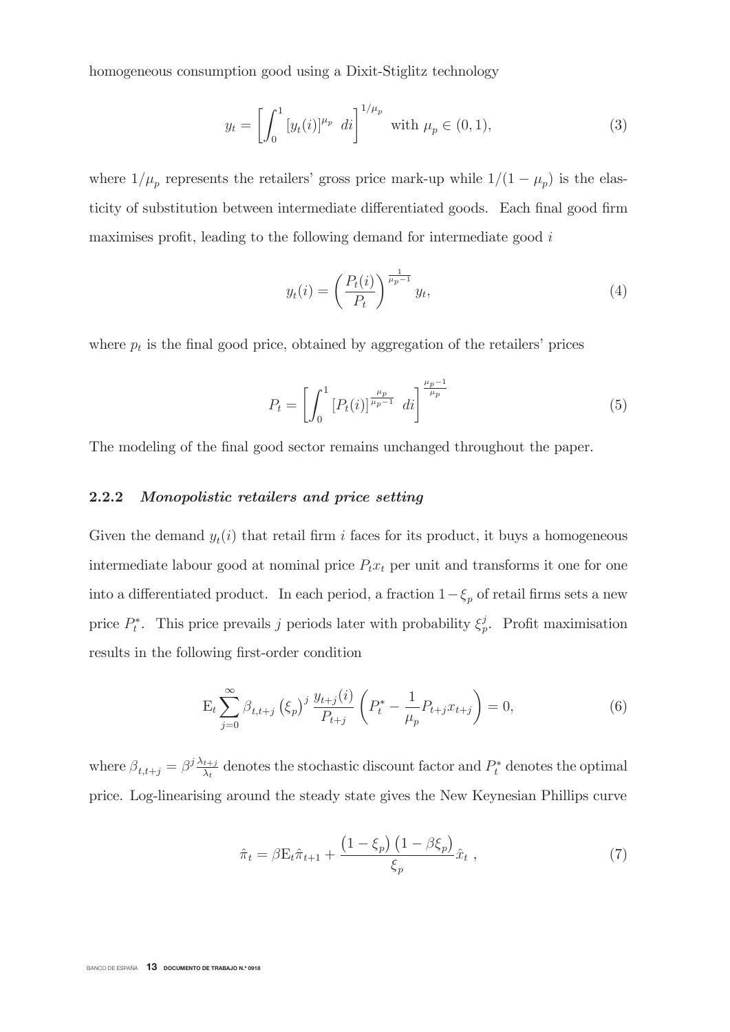homogeneous consumption good using a Dixit-Stiglitz technology

$$y_t = \left[ \int_0^1 [y_t(i)]^{\mu_p} \ di \right]^{1/\mu_p} \text{ with } \mu_p \in (0,1), \tag{3}$$

where $1/\mu_p$ represents the retailers' gross price mark-up while $1/(1-\mu_p)$ is the elasticity of substitution between intermediate differentiated goods. Each final good firm maximises profit, leading to the following demand for intermediate good $i$

$$y_t(i) = \left( \frac{P_t(i)}{P_t} \right)^{\frac{1}{\mu_p - 1}} y_t, \tag{4}$$

where $p_t$ is the final good price, obtained by aggregation of the retailers' prices

$$P_t = \left[ \int_0^1 [P_t(i)]^{\frac{\mu_p}{\mu_p - 1}} \ di \right]^{\frac{\mu_p - 1}{\mu_p}} \tag{5}$$

The modeling of the final good sector remains unchanged throughout the paper.

### 2.2.2 *Monopolistic retailers and price setting*

Given the demand $y_t(i)$ that retail firm $i$ faces for its product, it buys a homogeneous intermediate labour good at nominal price $P_t x_t$ per unit and transforms it one for one into a differentiated product. In each period, a fraction $1-\xi_p$ of retail firms sets a new price $P_t^*$. This price prevails $j$ periods later with probability $\xi_p^j$. Profit maximisation results in the following first-order condition

$$\mathrm{E}_t \sum_{j=0}^{\infty} \beta_{t,t+j} \left(\xi_p\right)^j \frac{y_{t+j}(i)}{P_{t+j}} \left( P_t^* - \frac{1}{\mu_p} P_{t+j} x_{t+j} \right) = 0, \tag{6}$$

where $\beta_{t,t+j} = \beta^j \frac{\lambda_{t+j}}{\lambda_t}$ denotes the stochastic discount factor and $P_t^*$ denotes the optimal price. Log-linearising around the steady state gives the New Keynesian Phillips curve

$$\hat{\pi}_t = \beta \mathrm{E}_t \hat{\pi}_{t+1} + \frac{\left(1-\xi_p\right)\left(1-\beta\xi_p\right)}{\xi_p} \hat{x}_t \ , \tag{7}$$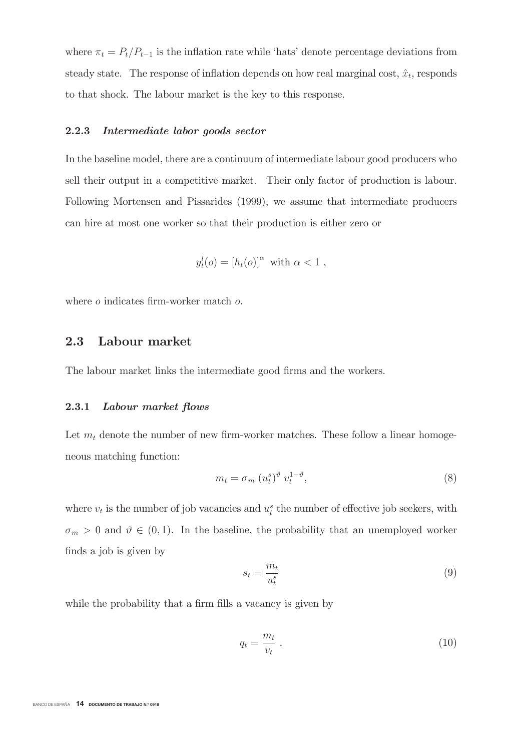where $\pi_t = P_t/P_{t-1}$ is the inflation rate while 'hats' denote percentage deviations from steady state. The response of inflation depends on how real marginal cost, $\hat{x}_t$, responds to that shock. The labour market is the key to this response.

#### 2.2.3 *Intermediate labor goods sector*

In the baseline model, there are a continuum of intermediate labour good producers who sell their output in a competitive market. Their only factor of production is labour. Following Mortensen and Pissarides (1999), we assume that intermediate producers can hire at most one worker so that their production is either zero or

$$y_t^l(o) = [h_t(o)]^{\alpha} \text{ with } \alpha < 1 \ ,$$

where $o$ indicates firm-worker match $o$.

### 2.3 Labour market

The labour market links the intermediate good firms and the workers.

#### 2.3.1 *Labour market flows*

Let $m_t$ denote the number of new firm-worker matches. These follow a linear homogeneous matching function:

$$m_t = \sigma_m \left(u_t^s\right)^{\vartheta} v_t^{1-\vartheta}, \tag{8}$$

where $v_t$ is the number of job vacancies and $u_t^s$ the number of effective job seekers, with $\sigma_m > 0$ and $\vartheta \in (0, 1)$. In the baseline, the probability that an unemployed worker finds a job is given by

$$s_t = \frac{m_t}{u_t^s} \tag{9}$$

while the probability that a firm fills a vacancy is given by

$$q_t = \frac{m_t}{v_t} \ . \tag{10}$$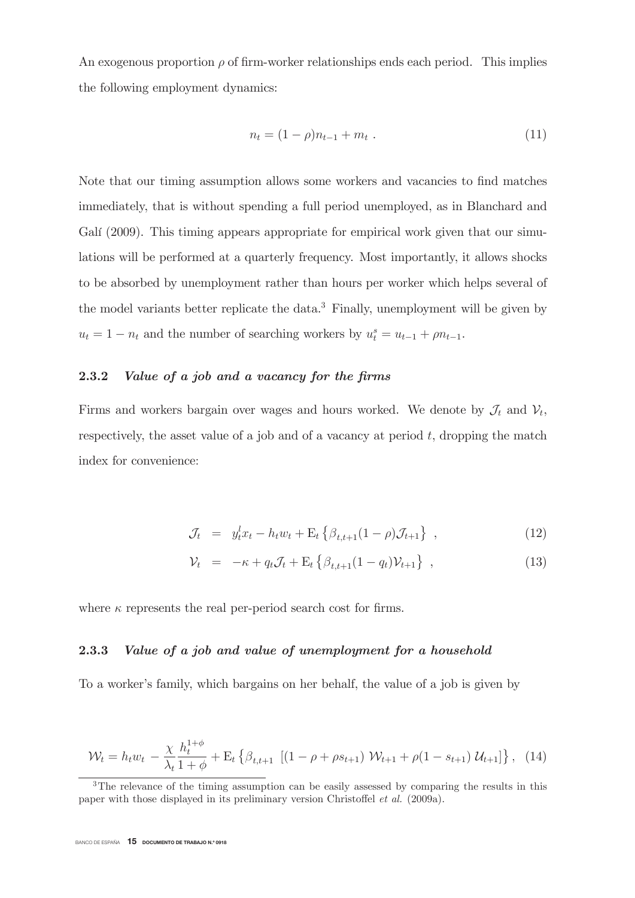An exogenous proportion $\rho$ of firm-worker relationships ends each period. This implies the following employment dynamics:

$$n_t = (1-\rho)n_{t-1} + m_t \ . \tag{11}$$

Note that our timing assumption allows some workers and vacancies to find matches immediately, that is without spending a full period unemployed, as in Blanchard and Galí (2009). This timing appears appropriate for empirical work given that our simulations will be performed at a quarterly frequency. Most importantly, it allows shocks to be absorbed by unemployment rather than hours per worker which helps several of the model variants better replicate the data.[3] Finally, unemployment will be given by $u_t = 1 - n_t$ and the number of searching workers by $u_t^s = u_{t-1} + \rho n_{t-1}$.

### 2.3.2 *Value of a job and a vacancy for the firms*

Firms and workers bargain over wages and hours worked. We denote by $\mathcal{J}_t$ and $\mathcal{V}_t$, respectively, the asset value of a job and of a vacancy at period $t$, dropping the match index for convenience:

$$\mathcal{J}_t = y_t^l x_t - h_t w_t + \mathrm{E}_t \left\{ \beta_{t,t+1}(1-\rho)\mathcal{J}_{t+1} \right\} \ , \tag{12}$$

$$\mathcal{V}_t = -\kappa + q_t \mathcal{J}_t + \mathrm{E}_t \left\{ \beta_{t,t+1}(1-q_t)\mathcal{V}_{t+1} \right\} \ , \tag{13}$$

where $\kappa$ represents the real per-period search cost for firms.

### 2.3.3 *Value of a job and value of unemployment for a household*

To a worker's family, which bargains on her behalf, the value of a job is given by

$$\mathcal{W}_t = h_t w_t - \frac{\chi}{\lambda_t} \frac{h_t^{1+\phi}}{1+\phi} + \mathrm{E}_t \left\{ \beta_{t,t+1} \ \left[ (1 - \rho + \rho s_{t+1}) \ \mathcal{W}_{t+1} + \rho(1 - s_{t+1}) \ \mathcal{U}_{t+1} \right] \right\}, \tag{14}$$

[3] The relevance of the timing assumption can be easily assessed by comparing the results in this paper with those displayed in its preliminary version Christoffel *et al.* (2009a).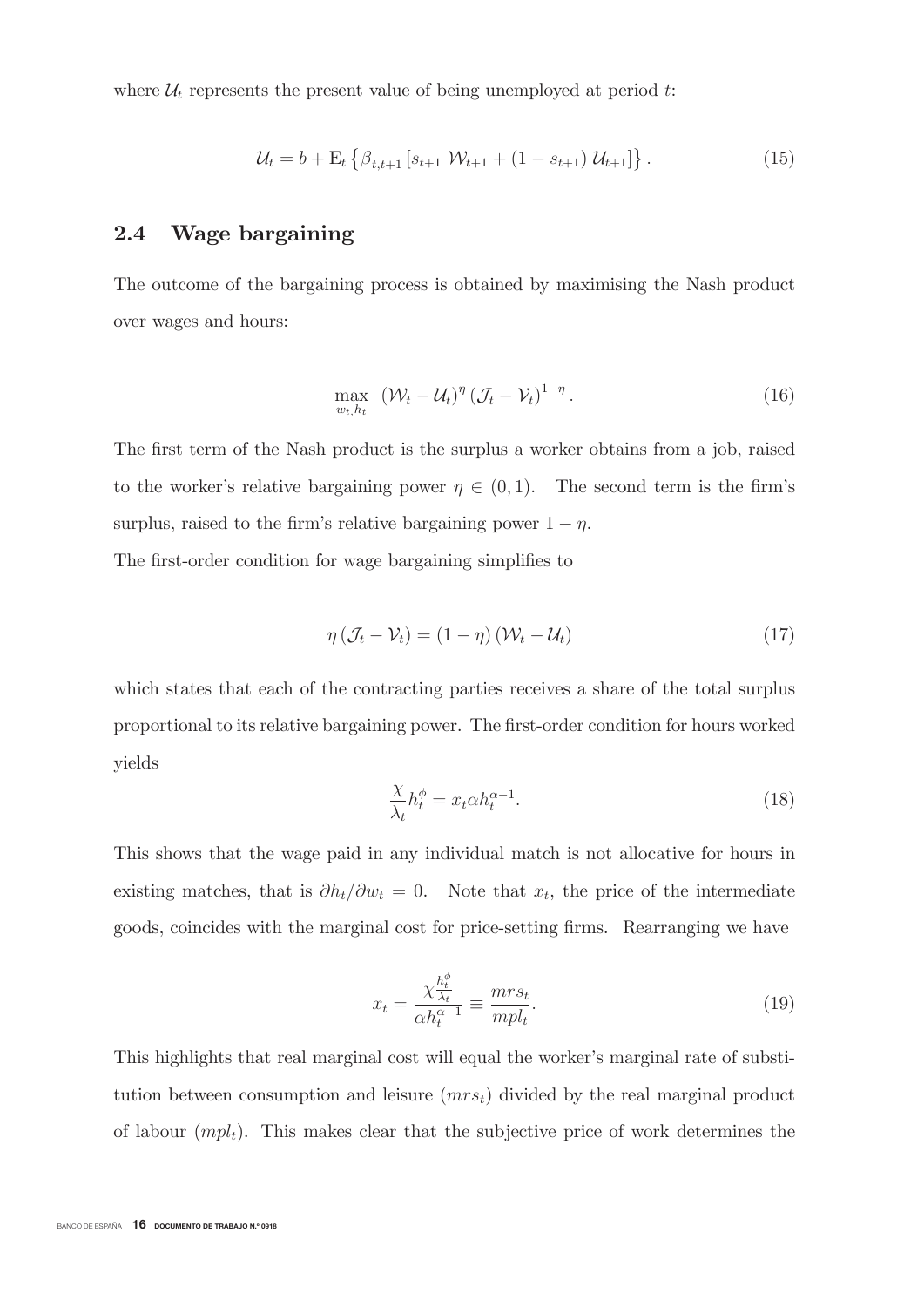where $\mathcal{U}_t$ represents the present value of being unemployed at period $t$:

$$\mathcal{U}_t = b + \mathrm{E}_t \left\{ \beta_{t,t+1} \left[ s_{t+1} \; \mathcal{W}_{t+1} + (1 - s_{t+1}) \; \mathcal{U}_{t+1} \right] \right\}. \tag{15}$$

## 2.4 Wage bargaining

The outcome of the bargaining process is obtained by maximising the Nash product over wages and hours:

$$\max_{w_t, h_t} \; (\mathcal{W}_t - \mathcal{U}_t)^{\eta} (\mathcal{J}_t - \mathcal{V}_t)^{1-\eta}. \tag{16}$$

The first term of the Nash product is the surplus a worker obtains from a job, raised to the worker's relative bargaining power $\eta \in (0, 1)$. The second term is the firm's surplus, raised to the firm's relative bargaining power $1 - \eta$.

The first-order condition for wage bargaining simplifies to

$$\eta (\mathcal{J}_t - \mathcal{V}_t) = (1 - \eta) (\mathcal{W}_t - \mathcal{U}_t) \tag{17}$$

which states that each of the contracting parties receives a share of the total surplus proportional to its relative bargaining power. The first-order condition for hours worked yields

$$\frac{\chi}{\lambda_t} h_t^{\phi} = x_t \alpha h_t^{\alpha - 1}. \tag{18}$$

This shows that the wage paid in any individual match is not allocative for hours in existing matches, that is $\partial h_t / \partial w_t = 0$. Note that $x_t$, the price of the intermediate goods, coincides with the marginal cost for price-setting firms. Rearranging we have

$$x_t = \frac{\chi \frac{h_t^{\phi}}{\lambda_t}}{\alpha h_t^{\alpha - 1}} \equiv \frac{mrs_t}{mpl_t}. \tag{19}$$

This highlights that real marginal cost will equal the worker's marginal rate of substitution between consumption and leisure ($mrs_t$) divided by the real marginal product of labour ($mpl_t$). This makes clear that the subjective price of work determines the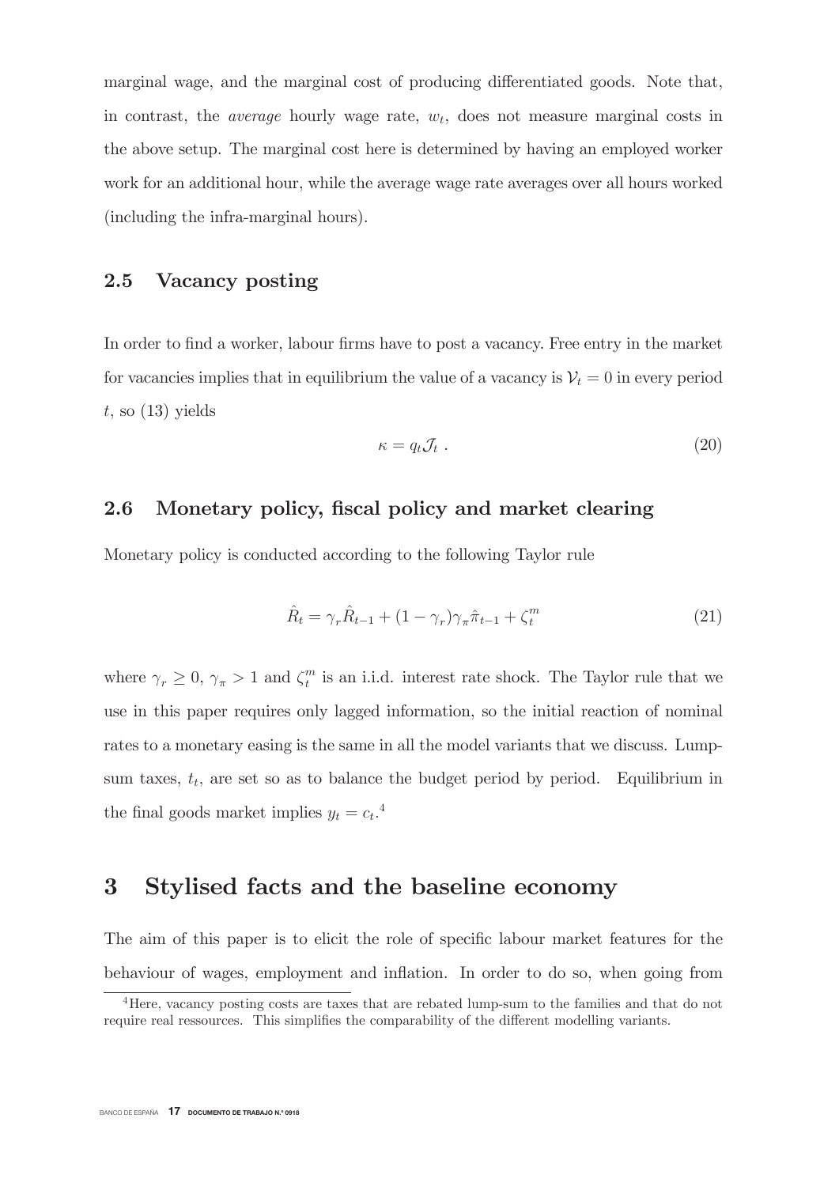marginal wage, and the marginal cost of producing differentiated goods. Note that, in contrast, the *average* hourly wage rate, $w_t$, does not measure marginal costs in the above setup. The marginal cost here is determined by having an employed worker work for an additional hour, while the average wage rate averages over all hours worked (including the infra-marginal hours).

## 2.5 Vacancy posting

In order to find a worker, labour firms have to post a vacancy. Free entry in the market for vacancies implies that in equilibrium the value of a vacancy is $\mathcal{V}_t = 0$ in every period $t$, so (13) yields

$$\kappa = q_t \mathcal{J}_t \ . \tag{20}$$

## 2.6 Monetary policy, fiscal policy and market clearing

Monetary policy is conducted according to the following Taylor rule

$$\hat{R}_t = \gamma_r \hat{R}_{t-1} + (1-\gamma_r)\gamma_\pi \hat{\pi}_{t-1} + \zeta_t^m \tag{21}$$

where $\gamma_r \geq 0$, $\gamma_\pi > 1$ and $\zeta_t^m$ is an i.i.d. interest rate shock. The Taylor rule that we use in this paper requires only lagged information, so the initial reaction of nominal rates to a monetary easing is the same in all the model variants that we discuss. Lump-sum taxes, $t_t$, are set so as to balance the budget period by period. Equilibrium in the final goods market implies $y_t = c_t$.[4]

# 3 Stylised facts and the baseline economy

The aim of this paper is to elicit the role of specific labour market features for the behaviour of wages, employment and inflation. In order to do so, when going from

[4] Here, vacancy posting costs are taxes that are rebated lump-sum to the families and that do not require real ressources. This simplifies the comparability of the different modelling variants.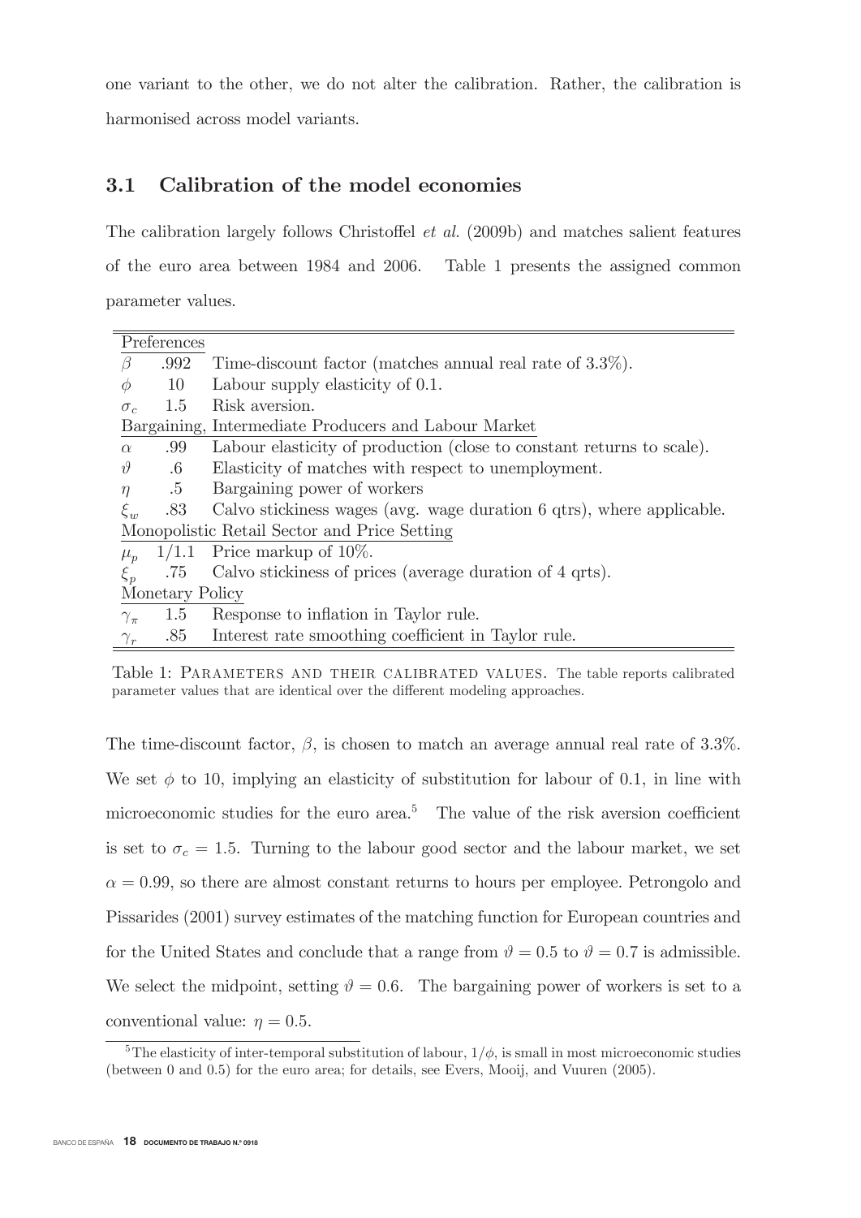one variant to the other, we do not alter the calibration. Rather, the calibration is harmonised across model variants.

## 3.1 Calibration of the model economies

The calibration largely follows Christoffel *et al.* (2009b) and matches salient features of the euro area between 1984 and 2006. Table 1 presents the assigned common parameter values.

| Preferences | | |
|---|---|---|
| $\beta$ | .992 | Time-discount factor (matches annual real rate of 3.3%). |
| $\phi$ | 10 | Labour supply elasticity of 0.1. |
| $\sigma_c$ | 1.5 | Risk aversion. |
| Bargaining, Intermediate Producers and Labour Market | | |
| $\alpha$ | .99 | Labour elasticity of production (close to constant returns to scale). |
| $\vartheta$ | .6 | Elasticity of matches with respect to unemployment. |
| $\eta$ | .5 | Bargaining power of workers |
| $\xi_w$ | .83 | Calvo stickiness wages (avg. wage duration 6 qtrs), where applicable. |
| Monopolistic Retail Sector and Price Setting | | |
| $\mu_p$ | 1/1.1 | Price markup of 10%. |
| $\xi_p$ | .75 | Calvo stickiness of prices (average duration of 4 qrts). |
| Monetary Policy | | |
| $\gamma_\pi$ | 1.5 | Response to inflation in Taylor rule. |
| $\gamma_r$ | .85 | Interest rate smoothing coefficient in Taylor rule. |

Table 1: PARAMETERS AND THEIR CALIBRATED VALUES. The table reports calibrated parameter values that are identical over the different modeling approaches.

The time-discount factor, $\beta$, is chosen to match an average annual real rate of 3.3%. We set $\phi$ to 10, implying an elasticity of substitution for labour of 0.1, in line with microeconomic studies for the euro area.[5] The value of the risk aversion coefficient is set to $\sigma_c = 1.5$. Turning to the labour good sector and the labour market, we set $\alpha = 0.99$, so there are almost constant returns to hours per employee. Petrongolo and Pissarides (2001) survey estimates of the matching function for European countries and for the United States and conclude that a range from $\vartheta = 0.5$ to $\vartheta = 0.7$ is admissible. We select the midpoint, setting $\vartheta = 0.6$. The bargaining power of workers is set to a conventional value: $\eta = 0.5$.

[5] The elasticity of inter-temporal substitution of labour, $1/\phi$, is small in most microeconomic studies (between 0 and 0.5) for the euro area; for details, see Evers, Mooij, and Vuuren (2005).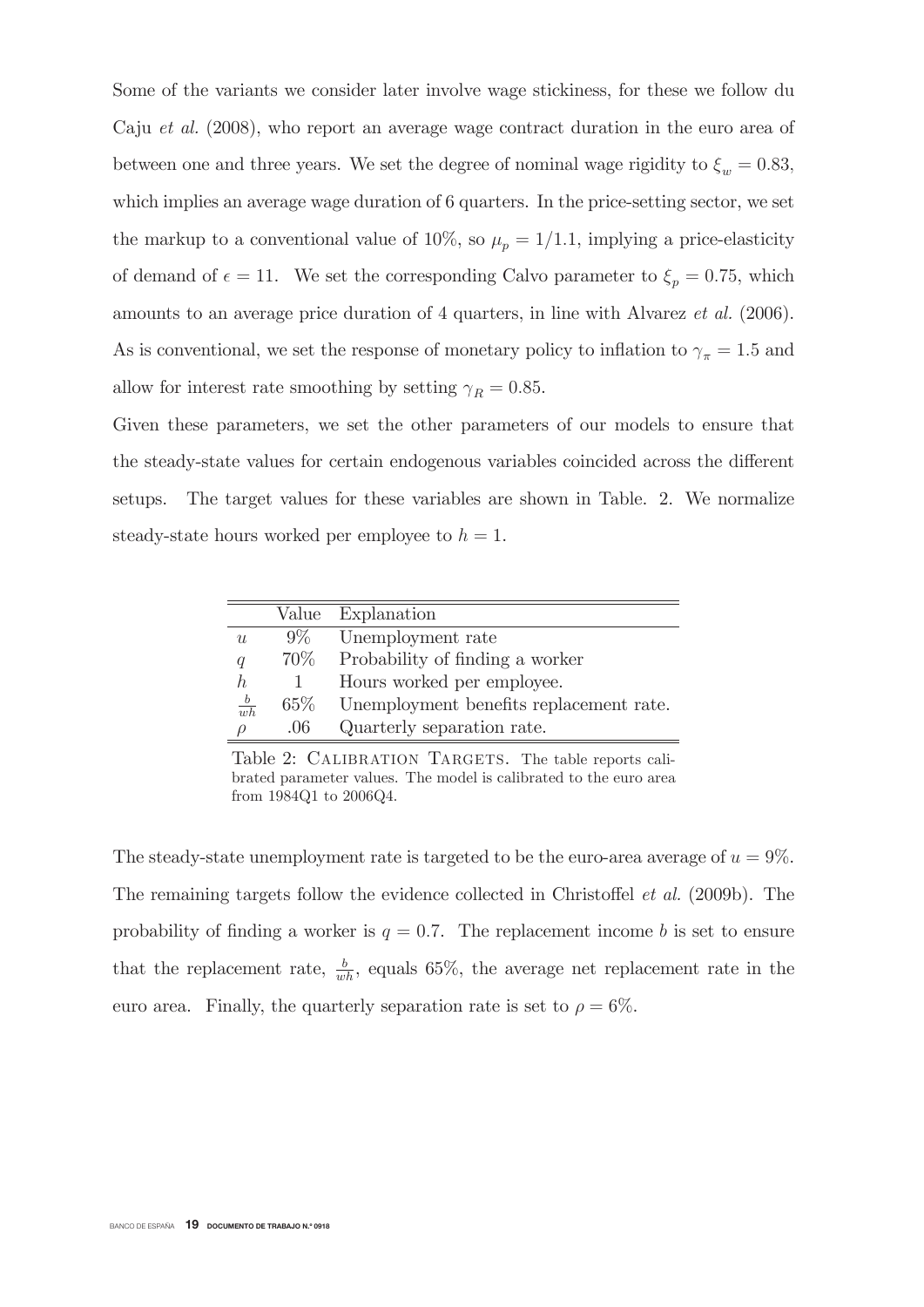Some of the variants we consider later involve wage stickiness, for these we follow du Caju *et al.* (2008), who report an average wage contract duration in the euro area of between one and three years. We set the degree of nominal wage rigidity to $\xi_w = 0.83$, which implies an average wage duration of 6 quarters. In the price-setting sector, we set the markup to a conventional value of 10%, so $\mu_p = 1/1.1$, implying a price-elasticity of demand of $\epsilon = 11$. We set the corresponding Calvo parameter to $\xi_p = 0.75$, which amounts to an average price duration of 4 quarters, in line with Alvarez *et al.* (2006). As is conventional, we set the response of monetary policy to inflation to $\gamma_\pi = 1.5$ and allow for interest rate smoothing by setting $\gamma_R = 0.85$.

Given these parameters, we set the other parameters of our models to ensure that the steady-state values for certain endogenous variables coincided across the different setups. The target values for these variables are shown in Table. 2. We normalize steady-state hours worked per employee to $h = 1$.

| | Value | Explanation |
|---|---|---|
| $u$ | 9% | Unemployment rate |
| $q$ | 70% | Probability of finding a worker |
| $h$ | 1 | Hours worked per employee. |
| $\frac{b}{wh}$ | 65% | Unemployment benefits replacement rate. |
| $\rho$ | .06 | Quarterly separation rate. |

Table 2: CALIBRATION TARGETS. The table reports calibrated parameter values. The model is calibrated to the euro area from 1984Q1 to 2006Q4.

The steady-state unemployment rate is targeted to be the euro-area average of $u = 9\%$. The remaining targets follow the evidence collected in Christoffel *et al.* (2009b). The probability of finding a worker is $q = 0.7$. The replacement income $b$ is set to ensure that the replacement rate, $\frac{b}{wh}$, equals 65%, the average net replacement rate in the euro area. Finally, the quarterly separation rate is set to $\rho = 6\%$.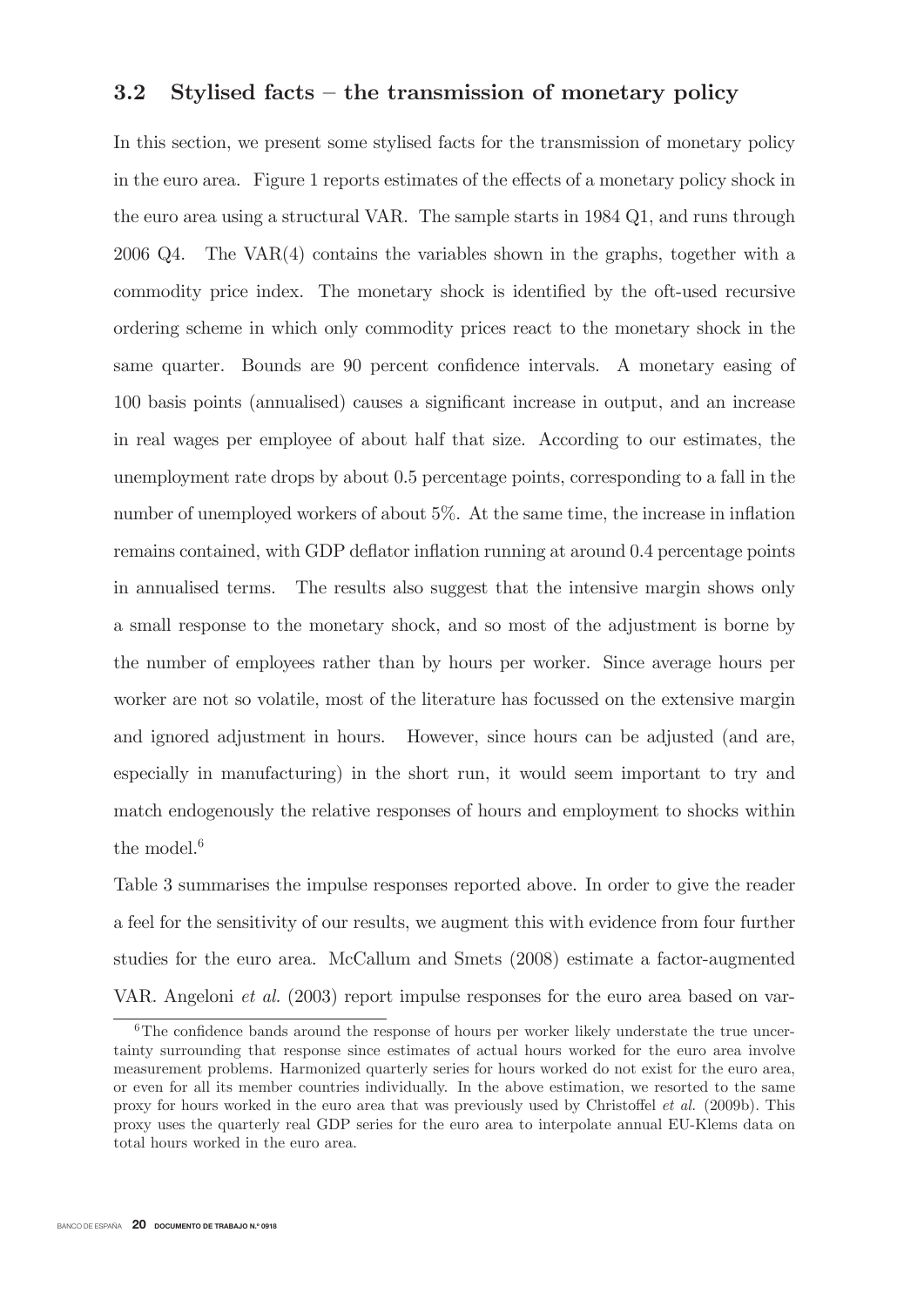### 3.2 Stylised facts – the transmission of monetary policy

In this section, we present some stylised facts for the transmission of monetary policy in the euro area. Figure 1 reports estimates of the effects of a monetary policy shock in the euro area using a structural VAR. The sample starts in 1984 Q1, and runs through 2006 Q4. The VAR(4) contains the variables shown in the graphs, together with a commodity price index. The monetary shock is identified by the oft-used recursive ordering scheme in which only commodity prices react to the monetary shock in the same quarter. Bounds are 90 percent confidence intervals. A monetary easing of 100 basis points (annualised) causes a significant increase in output, and an increase in real wages per employee of about half that size. According to our estimates, the unemployment rate drops by about 0.5 percentage points, corresponding to a fall in the number of unemployed workers of about 5%. At the same time, the increase in inflation remains contained, with GDP deflator inflation running at around 0.4 percentage points in annualised terms. The results also suggest that the intensive margin shows only a small response to the monetary shock, and so most of the adjustment is borne by the number of employees rather than by hours per worker. Since average hours per worker are not so volatile, most of the literature has focussed on the extensive margin and ignored adjustment in hours. However, since hours can be adjusted (and are, especially in manufacturing) in the short run, it would seem important to try and match endogenously the relative responses of hours and employment to shocks within the model.[6]

Table 3 summarises the impulse responses reported above. In order to give the reader a feel for the sensitivity of our results, we augment this with evidence from four further studies for the euro area. McCallum and Smets (2008) estimate a factor-augmented VAR. Angeloni *et al.* (2003) report impulse responses for the euro area based on var-

[6] The confidence bands around the response of hours per worker likely understate the true uncertainty surrounding that response since estimates of actual hours worked for the euro area involve measurement problems. Harmonized quarterly series for hours worked do not exist for the euro area, or even for all its member countries individually. In the above estimation, we resorted to the same proxy for hours worked in the euro area that was previously used by Christoffel *et al.* (2009b). This proxy uses the quarterly real GDP series for the euro area to interpolate annual EU-Klems data on total hours worked in the euro area.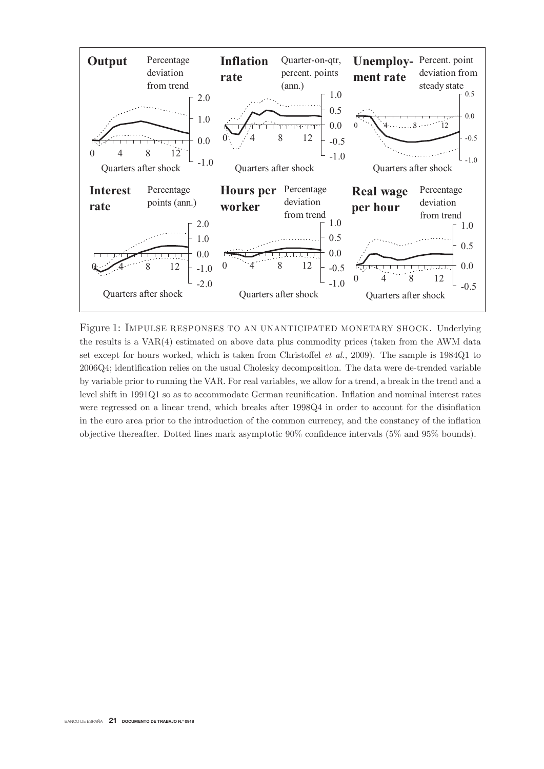Figure 1: IMPULSE RESPONSES TO AN UNANTICIPATED MONETARY SHOCK. Underlying the results is a VAR(4) estimated on above data plus commodity prices (taken from the AWM data set except for hours worked, which is taken from Christoffel *et al.*, 2009). The sample is 1984Q1 to 2006Q4; identification relies on the usual Cholesky decomposition. The data were de-trended variable by variable prior to running the VAR. For real variables, we allow for a trend, a break in the trend and a level shift in 1991Q1 so as to accommodate German reunification. Inflation and nominal interest rates were regressed on a linear trend, which breaks after 1998Q4 in order to account for the disinflation in the euro area prior to the introduction of the common currency, and the constancy of the inflation objective thereafter. Dotted lines mark asymptotic 90% confidence intervals (5% and 95% bounds).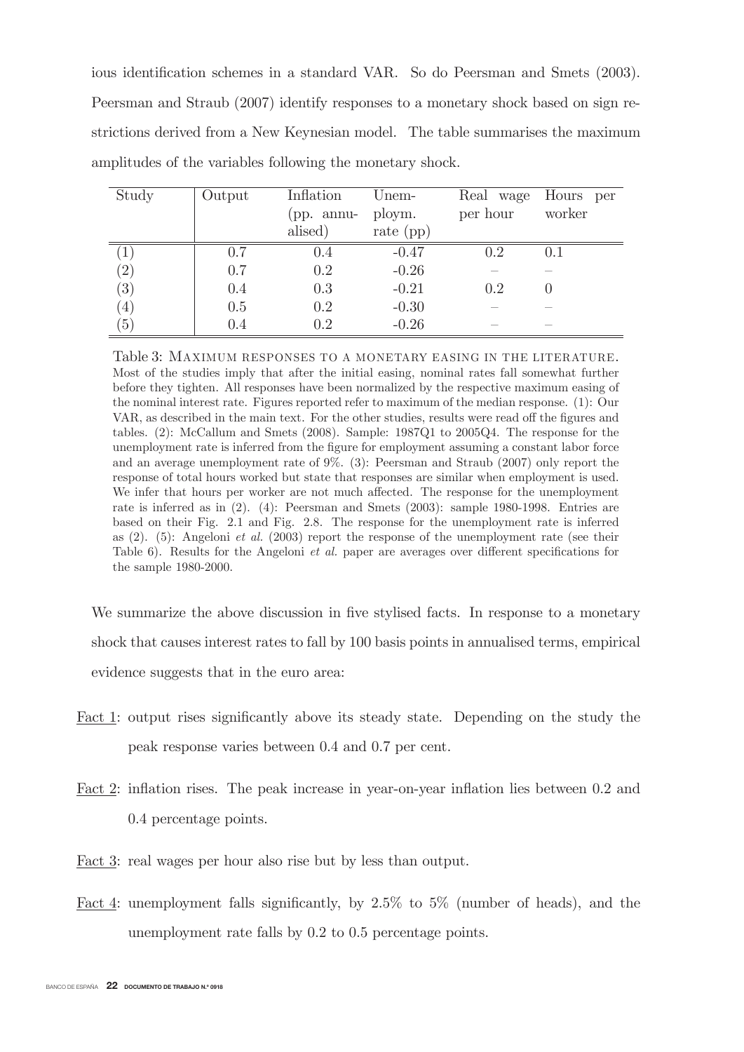ious identification schemes in a standard VAR. So do Peersman and Smets (2003). Peersman and Straub (2007) identify responses to a monetary shock based on sign restrictions derived from a New Keynesian model. The table summarises the maximum amplitudes of the variables following the monetary shock.

| Study | Output | Inflation (pp. annualised) | Unemploym. rate (pp) | Real wage per hour | Hours per worker |
|---|---|---|---|---|---|
| (1) | 0.7 | 0.4 | -0.47 | 0.2 | 0.1 |
| (2) | 0.7 | 0.2 | -0.26 | – | – |
| (3) | 0.4 | 0.3 | -0.21 | 0.2 | 0 |
| (4) | 0.5 | 0.2 | -0.30 | – | – |
| (5) | 0.4 | 0.2 | -0.26 | – | – |

Table 3: MAXIMUM RESPONSES TO A MONETARY EASING IN THE LITERATURE. Most of the studies imply that after the initial easing, nominal rates fall somewhat further before they tighten. All responses have been normalized by the respective maximum easing of the nominal interest rate. Figures reported refer to maximum of the median response. (1): Our VAR, as described in the main text. For the other studies, results were read off the figures and tables. (2): McCallum and Smets (2008). Sample: 1987Q1 to 2005Q4. The response for the unemployment rate is inferred from the figure for employment assuming a constant labor force and an average unemployment rate of 9%. (3): Peersman and Straub (2007) only report the response of total hours worked but state that responses are similar when employment is used. We infer that hours per worker are not much affected. The response for the unemployment rate is inferred as in (2). (4): Peersman and Smets (2003): sample 1980-1998. Entries are based on their Fig. 2.1 and Fig. 2.8. The response for the unemployment rate is inferred as (2). (5): Angeloni *et al.* (2003) report the response of the unemployment rate (see their Table 6). Results for the Angeloni *et al.* paper are averages over different specifications for the sample 1980-2000.

We summarize the above discussion in five stylised facts. In response to a monetary shock that causes interest rates to fall by 100 basis points in annualised terms, empirical evidence suggests that in the euro area:

- Fact 1: output rises significantly above its steady state. Depending on the study the peak response varies between 0.4 and 0.7 per cent.
- Fact 2: inflation rises. The peak increase in year-on-year inflation lies between 0.2 and 0.4 percentage points.
- Fact 3: real wages per hour also rise but by less than output.
- Fact 4: unemployment falls significantly, by 2.5% to 5% (number of heads), and the unemployment rate falls by 0.2 to 0.5 percentage points.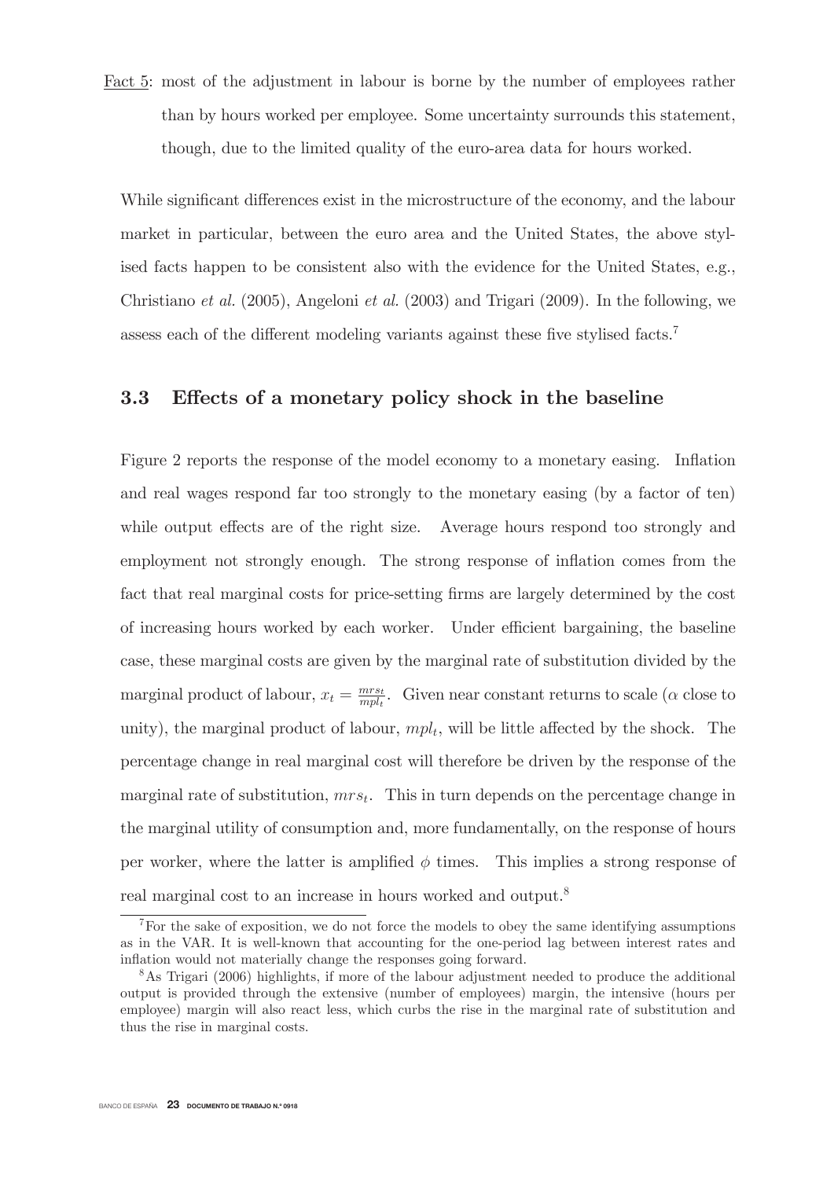Fact 5: most of the adjustment in labour is borne by the number of employees rather than by hours worked per employee. Some uncertainty surrounds this statement, though, due to the limited quality of the euro-area data for hours worked.

While significant differences exist in the microstructure of the economy, and the labour market in particular, between the euro area and the United States, the above stylised facts happen to be consistent also with the evidence for the United States, e.g., Christiano *et al.* (2005), Angeloni *et al.* (2003) and Trigari (2009). In the following, we assess each of the different modeling variants against these five stylised facts.[7]

### 3.3 Effects of a monetary policy shock in the baseline

Figure 2 reports the response of the model economy to a monetary easing. Inflation and real wages respond far too strongly to the monetary easing (by a factor of ten) while output effects are of the right size. Average hours respond too strongly and employment not strongly enough. The strong response of inflation comes from the fact that real marginal costs for price-setting firms are largely determined by the cost of increasing hours worked by each worker. Under efficient bargaining, the baseline case, these marginal costs are given by the marginal rate of substitution divided by the marginal product of labour, $x_t = \frac{mrs_t}{mpl_t}$. Given near constant returns to scale ($\alpha$ close to unity), the marginal product of labour, $mpl_t$, will be little affected by the shock. The percentage change in real marginal cost will therefore be driven by the response of the marginal rate of substitution, $mrs_t$. This in turn depends on the percentage change in the marginal utility of consumption and, more fundamentally, on the response of hours per worker, where the latter is amplified $\phi$ times. This implies a strong response of real marginal cost to an increase in hours worked and output.[8]

[7] For the sake of exposition, we do not force the models to obey the same identifying assumptions as in the VAR. It is well-known that accounting for the one-period lag between interest rates and inflation would not materially change the responses going forward.

[8] As Trigari (2006) highlights, if more of the labour adjustment needed to produce the additional output is provided through the extensive (number of employees) margin, the intensive (hours per employee) margin will also react less, which curbs the rise in the marginal rate of substitution and thus the rise in marginal costs.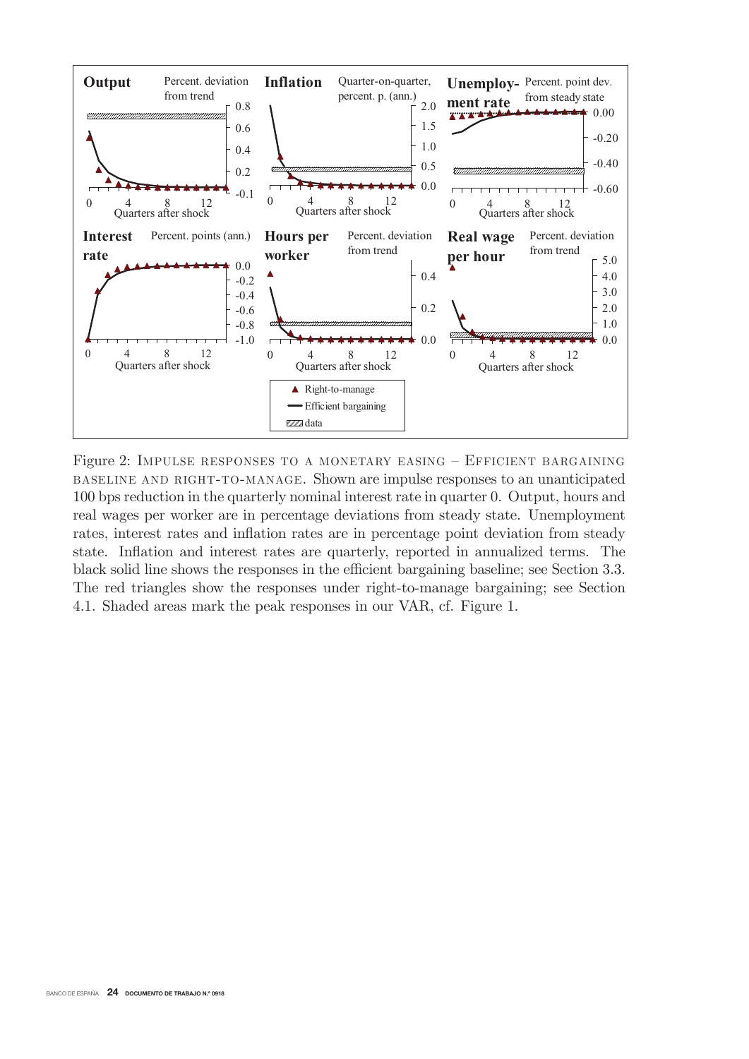Figure 2: IMPULSE RESPONSES TO A MONETARY EASING – EFFICIENT BARGAINING BASELINE AND RIGHT-TO-MANAGE. Shown are impulse responses to an unanticipated 100 bps reduction in the quarterly nominal interest rate in quarter 0. Output, hours and real wages per worker are in percentage deviations from steady state. Unemployment rates, interest rates and inflation rates are in percentage point deviation from steady state. Inflation and interest rates are quarterly, reported in annualized terms. The black solid line shows the responses in the efficient bargaining baseline; see Section 3.3. The red triangles show the responses under right-to-manage bargaining; see Section 4.1. Shaded areas mark the peak responses in our VAR, cf. Figure 1.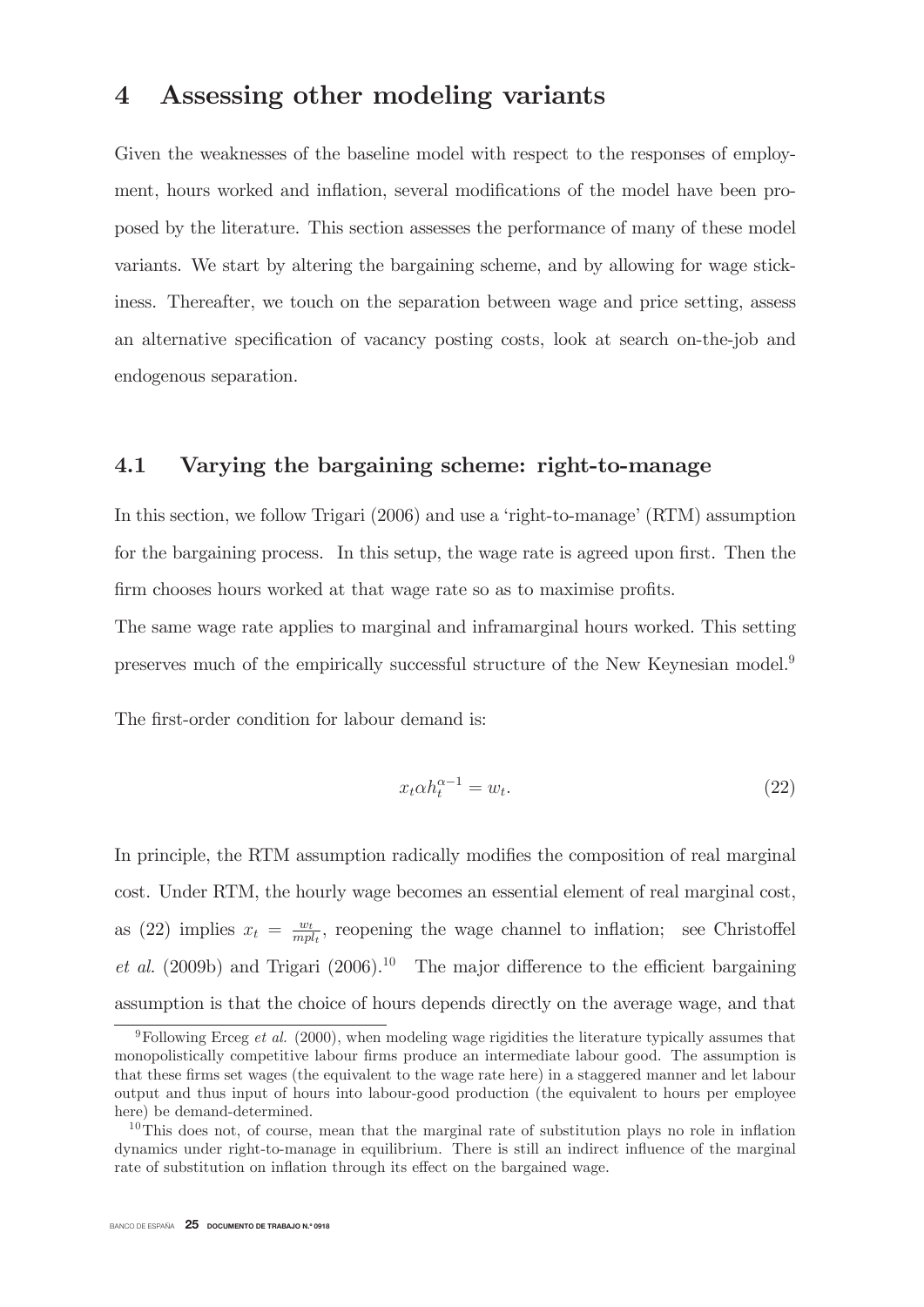# 4 Assessing other modeling variants

Given the weaknesses of the baseline model with respect to the responses of employment, hours worked and inflation, several modifications of the model have been proposed by the literature. This section assesses the performance of many of these model variants. We start by altering the bargaining scheme, and by allowing for wage stickiness. Thereafter, we touch on the separation between wage and price setting, assess an alternative specification of vacancy posting costs, look at search on-the-job and endogenous separation.

## 4.1 Varying the bargaining scheme: right-to-manage

In this section, we follow Trigari (2006) and use a 'right-to-manage' (RTM) assumption for the bargaining process. In this setup, the wage rate is agreed upon first. Then the firm chooses hours worked at that wage rate so as to maximise profits.

The same wage rate applies to marginal and inframarginal hours worked. This setting preserves much of the empirically successful structure of the New Keynesian model.[9]

The first-order condition for labour demand is:

$$x_t \alpha h_t^{\alpha-1} = w_t. \tag{22}$$

In principle, the RTM assumption radically modifies the composition of real marginal cost. Under RTM, the hourly wage becomes an essential element of real marginal cost, as (22) implies $x_t = \frac{w_t}{mpl_t}$, reopening the wage channel to inflation; see Christoffel *et al.* (2009b) and Trigari (2006).[10] The major difference to the efficient bargaining assumption is that the choice of hours depends directly on the average wage, and that

[9] Following Erceg *et al.* (2000), when modeling wage rigidities the literature typically assumes that monopolistically competitive labour firms produce an intermediate labour good. The assumption is that these firms set wages (the equivalent to the wage rate here) in a staggered manner and let labour output and thus input of hours into labour-good production (the equivalent to hours per employee here) be demand-determined.

[10] This does not, of course, mean that the marginal rate of substitution plays no role in inflation dynamics under right-to-manage in equilibrium. There is still an indirect influence of the marginal rate of substitution on inflation through its effect on the bargained wage.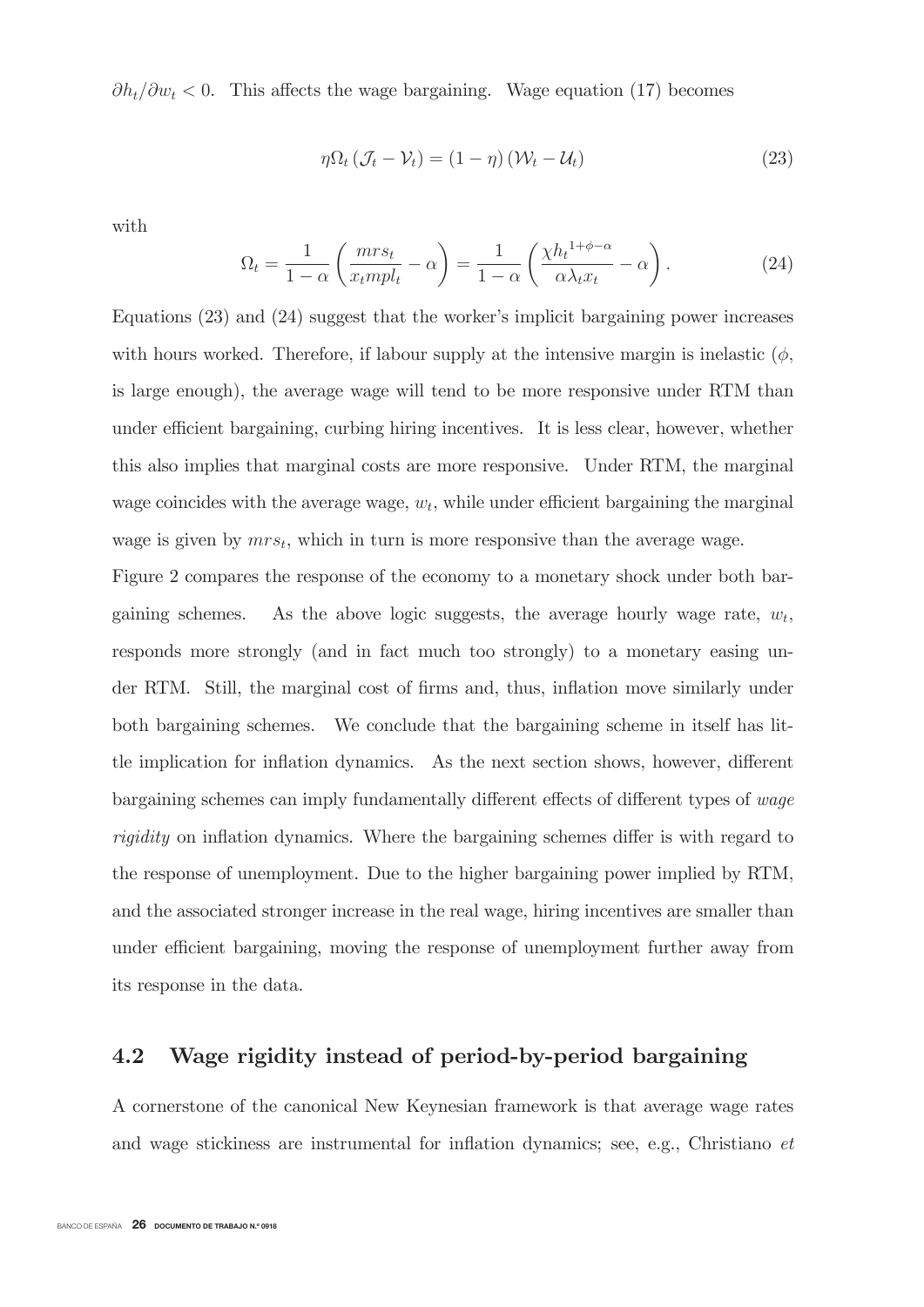$\partial h_t / \partial w_t < 0$. This affects the wage bargaining. Wage equation (17) becomes

$$\eta \Omega_t \left( \mathcal{J}_t - \mathcal{V}_t \right) = (1 - \eta) \left( \mathcal{W}_t - \mathcal{U}_t \right) \tag{23}$$

with

$$\Omega_t = \frac{1}{1 - \alpha} \left( \frac{mrs_t}{x_t mpl_t} - \alpha \right) = \frac{1}{1 - \alpha} \left( \frac{\chi {h_t}^{1+\phi-\alpha}}{\alpha \lambda_t x_t} - \alpha \right). \tag{24}$$

Equations (23) and (24) suggest that the worker's implicit bargaining power increases with hours worked. Therefore, if labour supply at the intensive margin is inelastic ($\phi$, is large enough), the average wage will tend to be more responsive under RTM than under efficient bargaining, curbing hiring incentives. It is less clear, however, whether this also implies that marginal costs are more responsive. Under RTM, the marginal wage coincides with the average wage, $w_t$, while under efficient bargaining the marginal wage is given by $mrs_t$, which in turn is more responsive than the average wage.

Figure 2 compares the response of the economy to a monetary shock under both bargaining schemes. As the above logic suggests, the average hourly wage rate, $w_t$, responds more strongly (and in fact much too strongly) to a monetary easing under RTM. Still, the marginal cost of firms and, thus, inflation move similarly under both bargaining schemes. We conclude that the bargaining scheme in itself has little implication for inflation dynamics. As the next section shows, however, different bargaining schemes can imply fundamentally different effects of different types of *wage rigidity* on inflation dynamics. Where the bargaining schemes differ is with regard to the response of unemployment. Due to the higher bargaining power implied by RTM, and the associated stronger increase in the real wage, hiring incentives are smaller than under efficient bargaining, moving the response of unemployment further away from its response in the data.

## 4.2 Wage rigidity instead of period-by-period bargaining

A cornerstone of the canonical New Keynesian framework is that average wage rates and wage stickiness are instrumental for inflation dynamics; see, e.g., Christiano *et*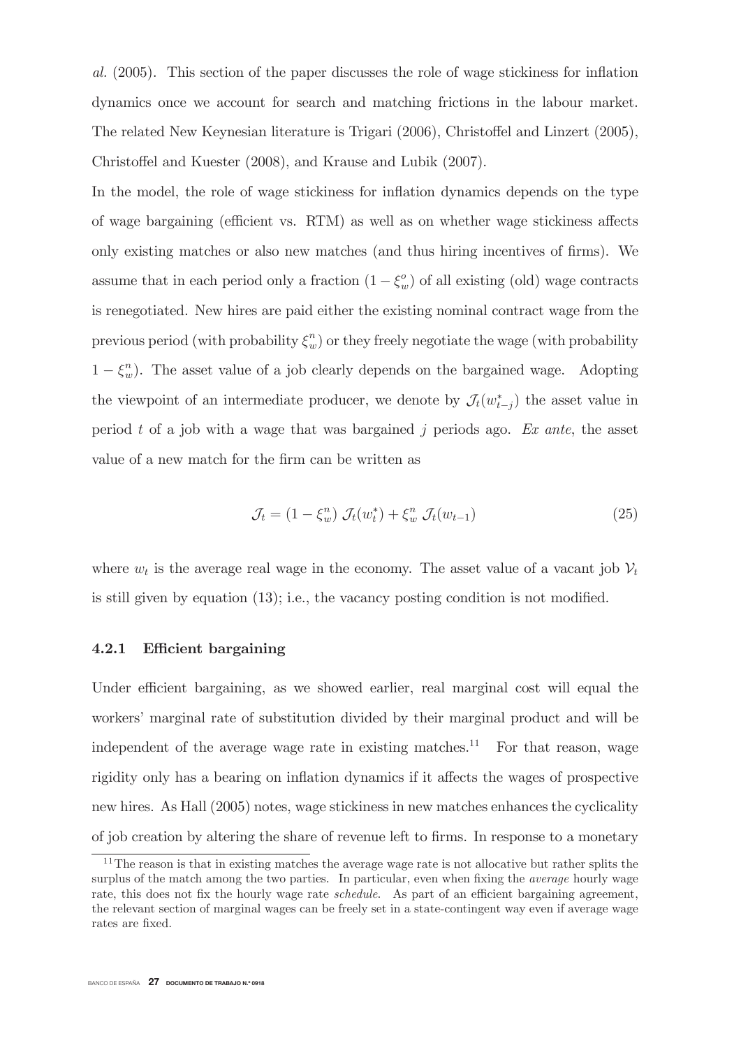*al.* (2005). This section of the paper discusses the role of wage stickiness for inflation dynamics once we account for search and matching frictions in the labour market. The related New Keynesian literature is Trigari (2006), Christoffel and Linzert (2005), Christoffel and Kuester (2008), and Krause and Lubik (2007).

In the model, the role of wage stickiness for inflation dynamics depends on the type of wage bargaining (efficient vs. RTM) as well as on whether wage stickiness affects only existing matches or also new matches (and thus hiring incentives of firms). We assume that in each period only a fraction $(1-\xi_w^o)$ of all existing (old) wage contracts is renegotiated. New hires are paid either the existing nominal contract wage from the previous period (with probability $\xi_w^n$) or they freely negotiate the wage (with probability $1-\xi_w^n$). The asset value of a job clearly depends on the bargained wage. Adopting the viewpoint of an intermediate producer, we denote by $\mathcal{J}_t(w_{t-j}^*)$ the asset value in period $t$ of a job with a wage that was bargained $j$ periods ago. *Ex ante*, the asset value of a new match for the firm can be written as

$$\mathcal{J}_t = (1-\xi_w^n)\ \mathcal{J}_t(w_t^*) + \xi_w^n\ \mathcal{J}_t(w_{t-1}) \tag{25}$$

where $w_t$ is the average real wage in the economy. The asset value of a vacant job $\mathcal{V}_t$ is still given by equation (13); i.e., the vacancy posting condition is not modified.

### 4.2.1 Efficient bargaining

Under efficient bargaining, as we showed earlier, real marginal cost will equal the workers' marginal rate of substitution divided by their marginal product and will be independent of the average wage rate in existing matches.[11] For that reason, wage rigidity only has a bearing on inflation dynamics if it affects the wages of prospective new hires. As Hall (2005) notes, wage stickiness in new matches enhances the cyclicality of job creation by altering the share of revenue left to firms. In response to a monetary

[11] The reason is that in existing matches the average wage rate is not allocative but rather splits the surplus of the match among the two parties. In particular, even when fixing the *average* hourly wage rate, this does not fix the hourly wage rate *schedule*. As part of an efficient bargaining agreement, the relevant section of marginal wages can be freely set in a state-contingent way even if average wage rates are fixed.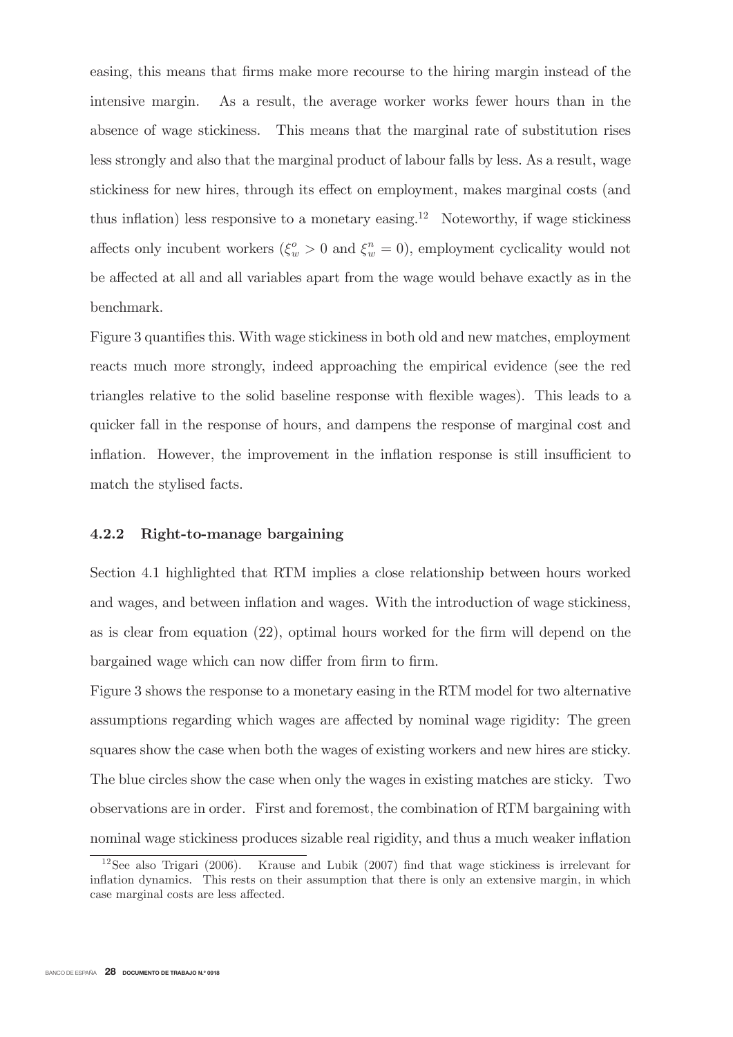easing, this means that firms make more recourse to the hiring margin instead of the intensive margin. As a result, the average worker works fewer hours than in the absence of wage stickiness. This means that the marginal rate of substitution rises less strongly and also that the marginal product of labour falls by less. As a result, wage stickiness for new hires, through its effect on employment, makes marginal costs (and thus inflation) less responsive to a monetary easing.[12] Noteworthy, if wage stickiness affects only incubent workers ($\xi_w^o > 0$ and $\xi_w^n = 0$), employment cyclicality would not be affected at all and all variables apart from the wage would behave exactly as in the benchmark.

Figure 3 quantifies this. With wage stickiness in both old and new matches, employment reacts much more strongly, indeed approaching the empirical evidence (see the red triangles relative to the solid baseline response with flexible wages). This leads to a quicker fall in the response of hours, and dampens the response of marginal cost and inflation. However, the improvement in the inflation response is still insufficient to match the stylised facts.

### 4.2.2 Right-to-manage bargaining

Section 4.1 highlighted that RTM implies a close relationship between hours worked and wages, and between inflation and wages. With the introduction of wage stickiness, as is clear from equation (22), optimal hours worked for the firm will depend on the bargained wage which can now differ from firm to firm.

Figure 3 shows the response to a monetary easing in the RTM model for two alternative assumptions regarding which wages are affected by nominal wage rigidity: The green squares show the case when both the wages of existing workers and new hires are sticky. The blue circles show the case when only the wages in existing matches are sticky. Two observations are in order. First and foremost, the combination of RTM bargaining with nominal wage stickiness produces sizable real rigidity, and thus a much weaker inflation

[12] See also Trigari (2006). Krause and Lubik (2007) find that wage stickiness is irrelevant for inflation dynamics. This rests on their assumption that there is only an extensive margin, in which case marginal costs are less affected.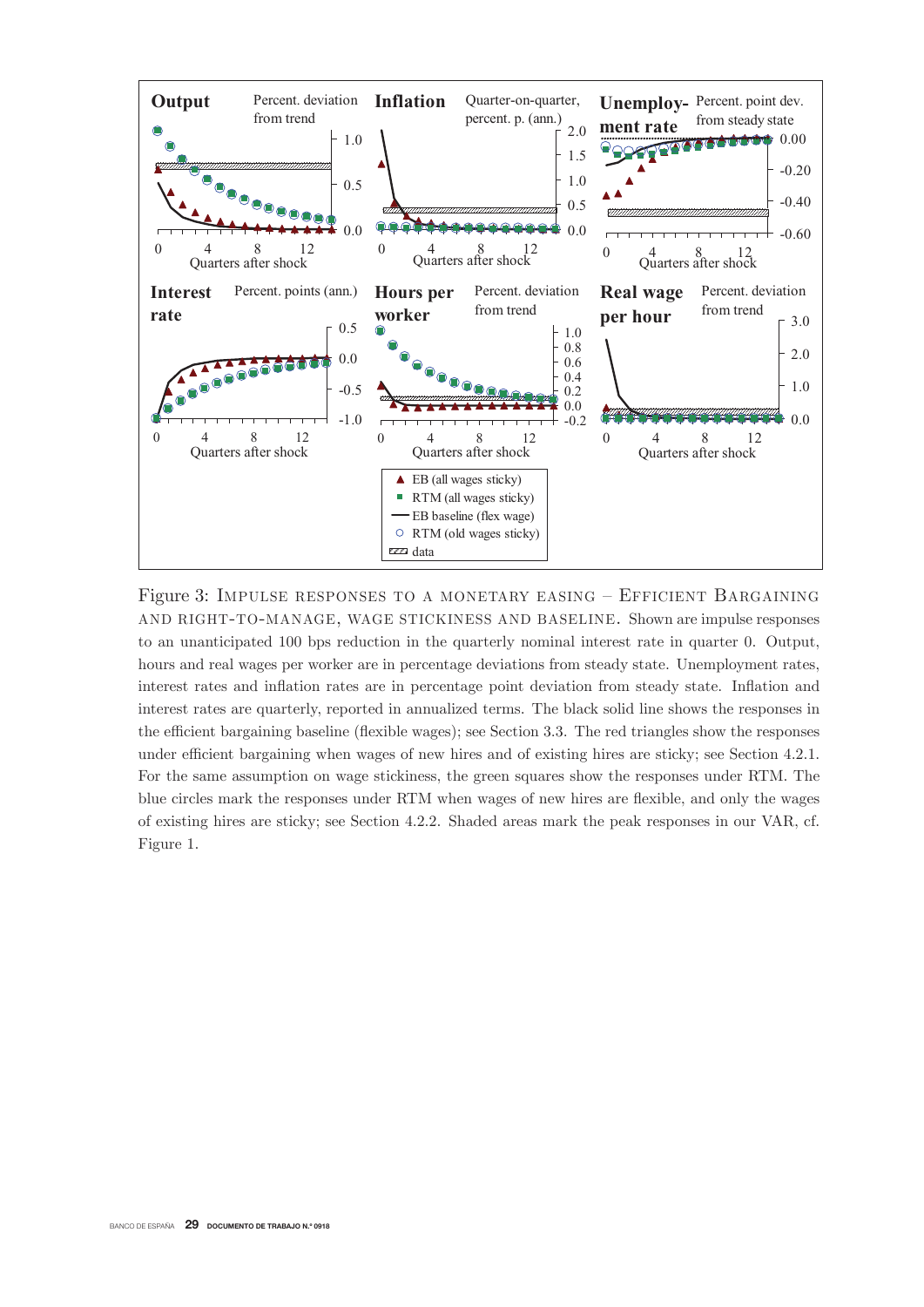Figure 3: Impulse responses to a monetary easing – Efficient Bargaining and right-to-manage, wage stickiness and baseline. Shown are impulse responses to an unanticipated 100 bps reduction in the quarterly nominal interest rate in quarter 0. Output, hours and real wages per worker are in percentage deviations from steady state. Unemployment rates, interest rates and inflation rates are in percentage point deviation from steady state. Inflation and interest rates are quarterly, reported in annualized terms. The black solid line shows the responses in the efficient bargaining baseline (flexible wages); see Section 3.3. The red triangles show the responses under efficient bargaining when wages of new hires and of existing hires are sticky; see Section 4.2.1. For the same assumption on wage stickiness, the green squares show the responses under RTM. The blue circles mark the responses under RTM when wages of new hires are flexible, and only the wages of existing hires are sticky; see Section 4.2.2. Shaded areas mark the peak responses in our VAR, cf. Figure 1.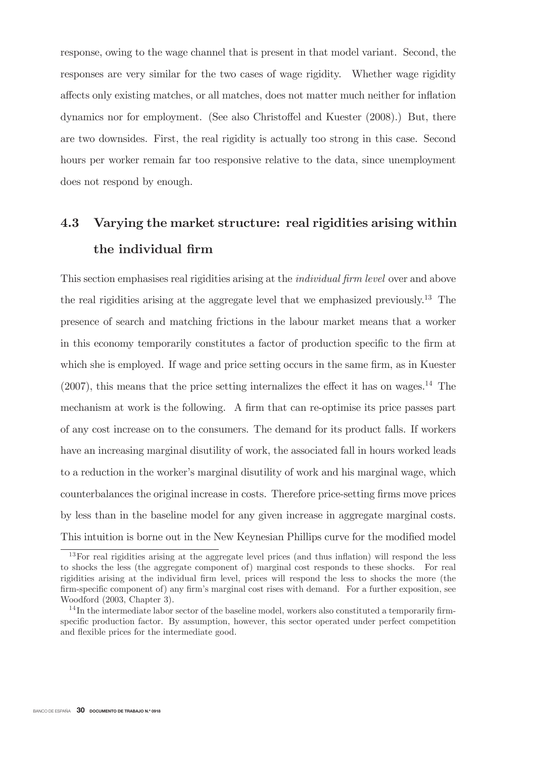response, owing to the wage channel that is present in that model variant. Second, the responses are very similar for the two cases of wage rigidity. Whether wage rigidity affects only existing matches, or all matches, does not matter much neither for inflation dynamics nor for employment. (See also Christoffel and Kuester (2008).) But, there are two downsides. First, the real rigidity is actually too strong in this case. Second hours per worker remain far too responsive relative to the data, since unemployment does not respond by enough.

## 4.3 Varying the market structure: real rigidities arising within the individual firm

This section emphasises real rigidities arising at the *individual firm level* over and above the real rigidities arising at the aggregate level that we emphasized previously.[13] The presence of search and matching frictions in the labour market means that a worker in this economy temporarily constitutes a factor of production specific to the firm at which she is employed. If wage and price setting occurs in the same firm, as in Kuester (2007), this means that the price setting internalizes the effect it has on wages.[14] The mechanism at work is the following. A firm that can re-optimise its price passes part of any cost increase on to the consumers. The demand for its product falls. If workers have an increasing marginal disutility of work, the associated fall in hours worked leads to a reduction in the worker's marginal disutility of work and his marginal wage, which counterbalances the original increase in costs. Therefore price-setting firms move prices by less than in the baseline model for any given increase in aggregate marginal costs. This intuition is borne out in the New Keynesian Phillips curve for the modified model

[13] For real rigidities arising at the aggregate level prices (and thus inflation) will respond the less to shocks the less (the aggregate component of) marginal cost responds to these shocks. For real rigidities arising at the individual firm level, prices will respond the less to shocks the more (the firm-specific component of) any firm's marginal cost rises with demand. For a further exposition, see Woodford (2003, Chapter 3).

[14] In the intermediate labor sector of the baseline model, workers also constituted a temporarily firm-specific production factor. By assumption, however, this sector operated under perfect competition and flexible prices for the intermediate good.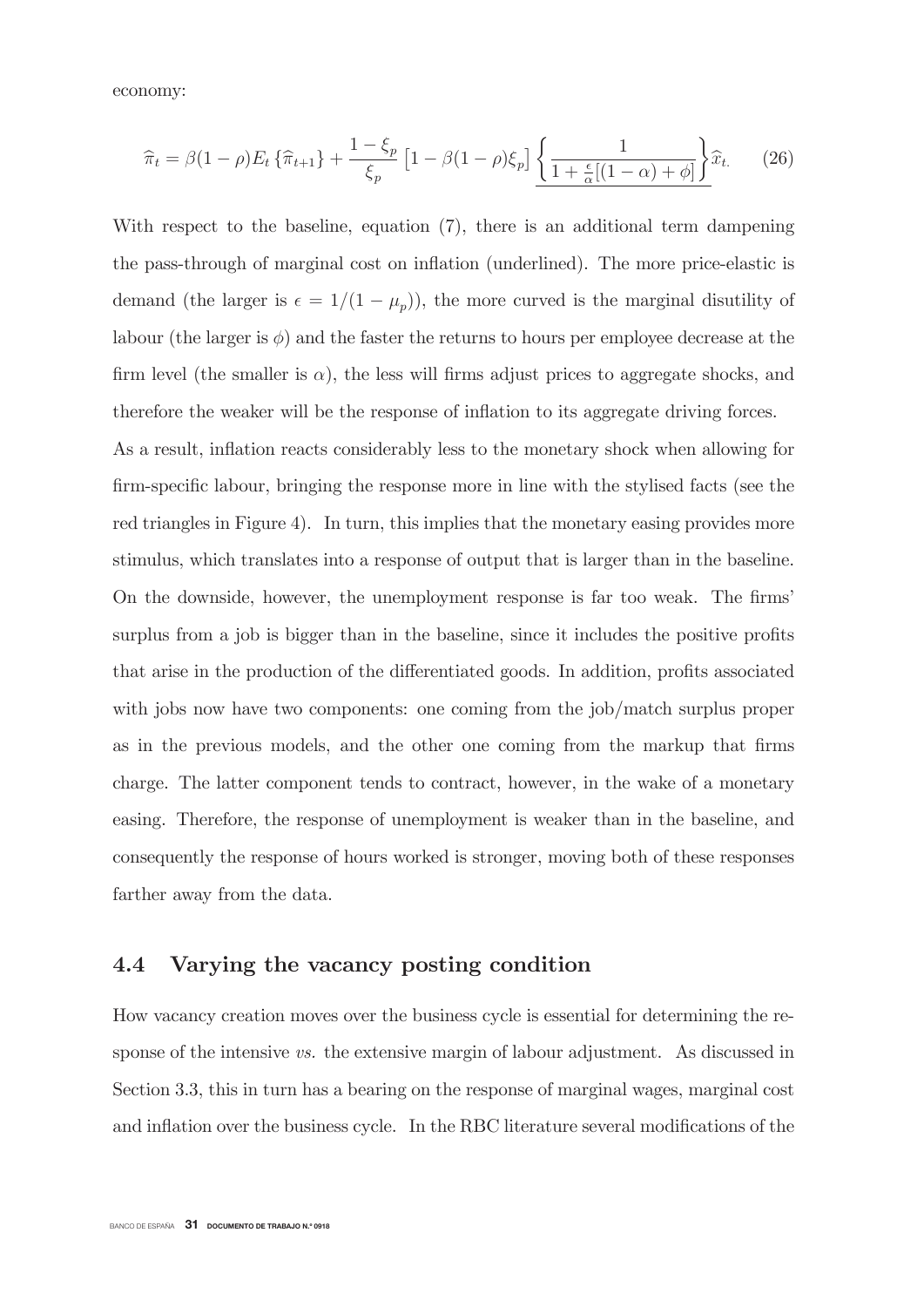economy:

$$\widehat{\pi}_t = \beta(1-\rho)E_t\left\{\widehat{\pi}_{t+1}\right\} + \frac{1-\xi_p}{\xi_p}\left[1-\beta(1-\rho)\xi_p\right]\underline{\left\{\frac{1}{1+\frac{\epsilon}{\alpha}[(1-\alpha)+\phi]}\right\}}\widehat{x}_{t.} \tag{26}$$

With respect to the baseline, equation (7), there is an additional term dampening the pass-through of marginal cost on inflation (underlined). The more price-elastic is demand (the larger is $\epsilon = 1/(1-\mu_p)$), the more curved is the marginal disutility of labour (the larger is $\phi$) and the faster the returns to hours per employee decrease at the firm level (the smaller is $\alpha$), the less will firms adjust prices to aggregate shocks, and therefore the weaker will be the response of inflation to its aggregate driving forces.

As a result, inflation reacts considerably less to the monetary shock when allowing for firm-specific labour, bringing the response more in line with the stylised facts (see the red triangles in Figure 4). In turn, this implies that the monetary easing provides more stimulus, which translates into a response of output that is larger than in the baseline. On the downside, however, the unemployment response is far too weak. The firms' surplus from a job is bigger than in the baseline, since it includes the positive profits that arise in the production of the differentiated goods. In addition, profits associated with jobs now have two components: one coming from the job/match surplus proper as in the previous models, and the other one coming from the markup that firms charge. The latter component tends to contract, however, in the wake of a monetary easing. Therefore, the response of unemployment is weaker than in the baseline, and consequently the response of hours worked is stronger, moving both of these responses farther away from the data.

## 4.4 Varying the vacancy posting condition

How vacancy creation moves over the business cycle is essential for determining the response of the intensive *vs.* the extensive margin of labour adjustment. As discussed in Section 3.3, this in turn has a bearing on the response of marginal wages, marginal cost and inflation over the business cycle. In the RBC literature several modifications of the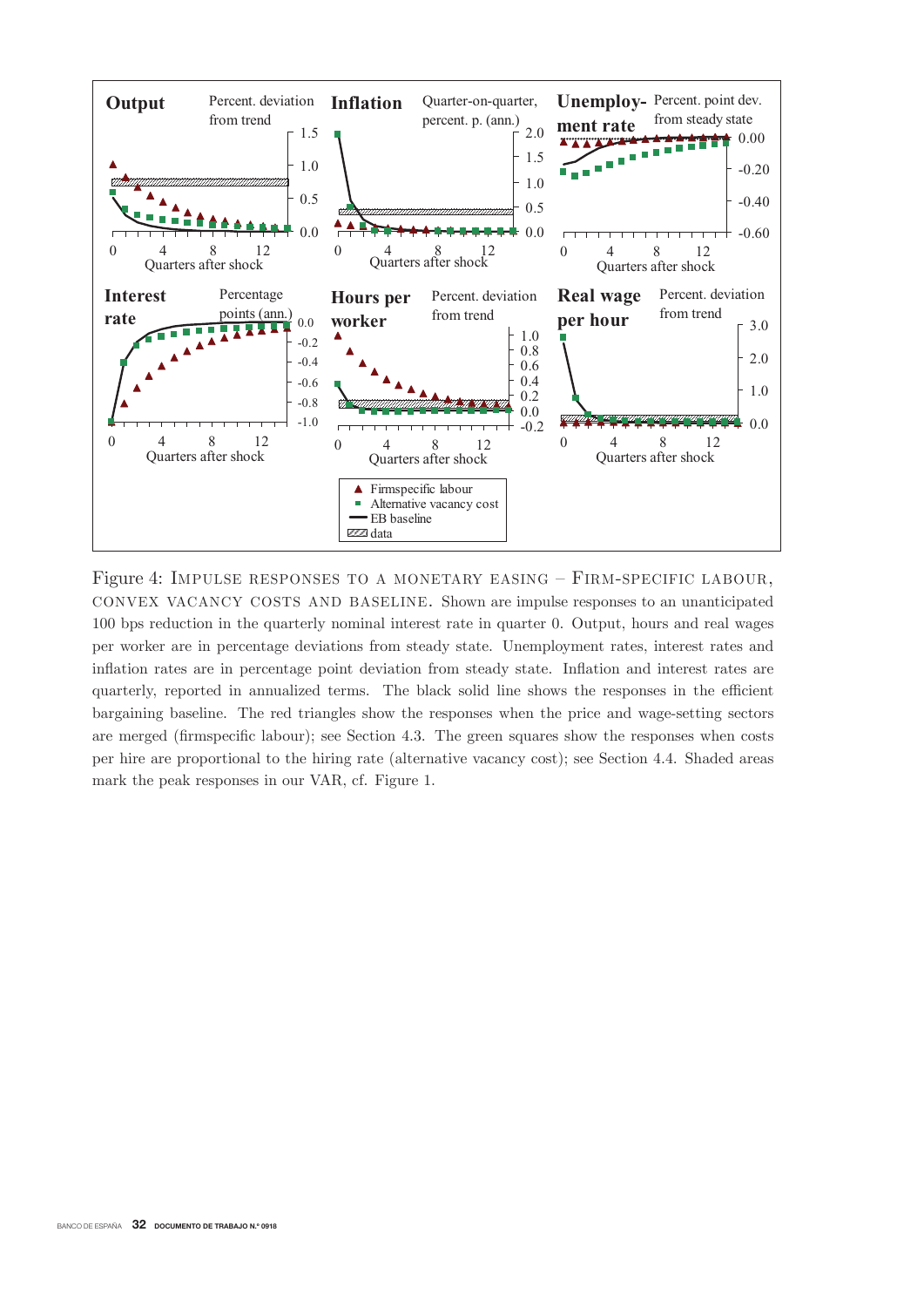Figure 4: Impulse responses to a monetary easing – Firm-specific labour, convex vacancy costs and baseline. Shown are impulse responses to an unanticipated 100 bps reduction in the quarterly nominal interest rate in quarter 0. Output, hours and real wages per worker are in percentage deviations from steady state. Unemployment rates, interest rates and inflation rates are in percentage point deviation from steady state. Inflation and interest rates are quarterly, reported in annualized terms. The black solid line shows the responses in the efficient bargaining baseline. The red triangles show the responses when the price and wage-setting sectors are merged (firmspecific labour); see Section 4.3. The green squares show the responses when costs per hire are proportional to the hiring rate (alternative vacancy cost); see Section 4.4. Shaded areas mark the peak responses in our VAR, cf. Figure 1.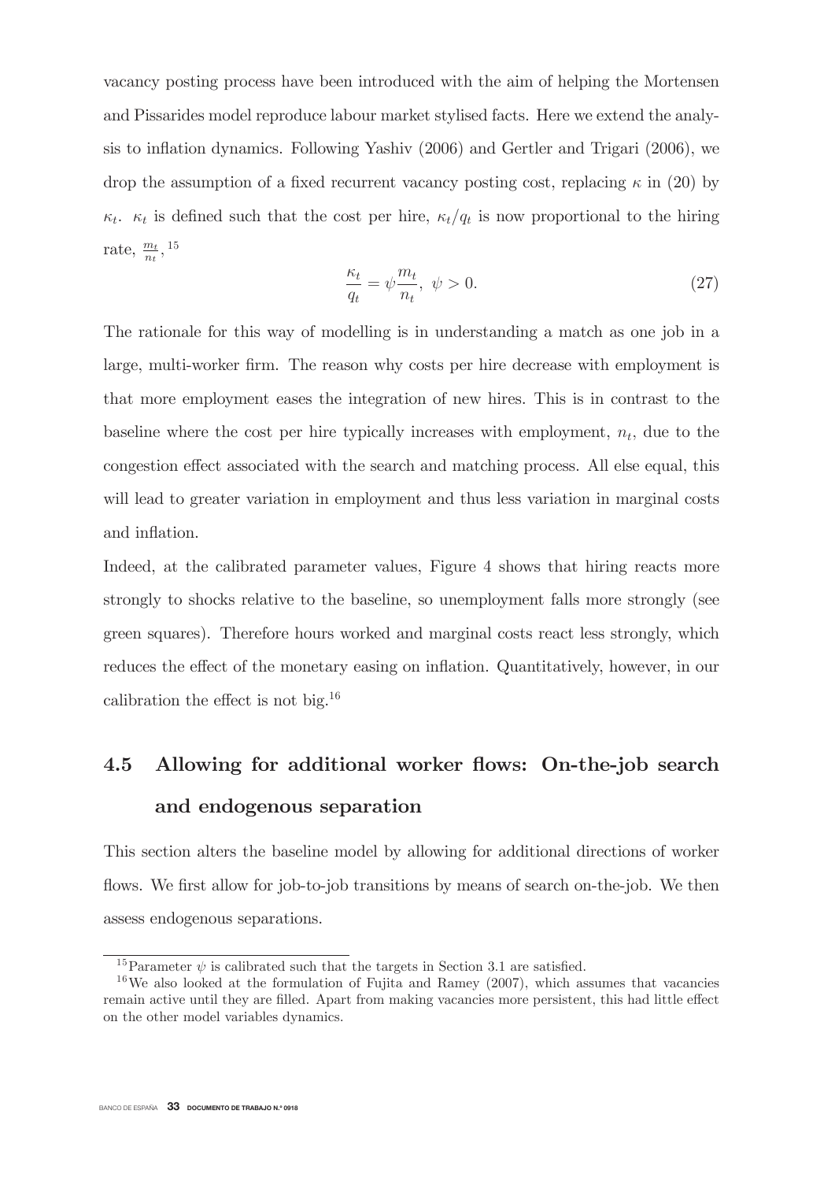vacancy posting process have been introduced with the aim of helping the Mortensen and Pissarides model reproduce labour market stylised facts. Here we extend the analysis to inflation dynamics. Following Yashiv (2006) and Gertler and Trigari (2006), we drop the assumption of a fixed recurrent vacancy posting cost, replacing $\kappa$ in (20) by $\kappa_t$. $\kappa_t$ is defined such that the cost per hire, $\kappa_t/q_t$ is now proportional to the hiring rate, $\frac{m_t}{n_t}$, [15]

$$\frac{\kappa_t}{q_t} = \psi \frac{m_t}{n_t}, \ \psi > 0. \tag{27}$$

The rationale for this way of modelling is in understanding a match as one job in a large, multi-worker firm. The reason why costs per hire decrease with employment is that more employment eases the integration of new hires. This is in contrast to the baseline where the cost per hire typically increases with employment, $n_t$, due to the congestion effect associated with the search and matching process. All else equal, this will lead to greater variation in employment and thus less variation in marginal costs and inflation.

Indeed, at the calibrated parameter values, Figure 4 shows that hiring reacts more strongly to shocks relative to the baseline, so unemployment falls more strongly (see green squares). Therefore hours worked and marginal costs react less strongly, which reduces the effect of the monetary easing on inflation. Quantitatively, however, in our calibration the effect is not big.[16]

## 4.5 Allowing for additional worker flows: On-the-job search and endogenous separation

This section alters the baseline model by allowing for additional directions of worker flows. We first allow for job-to-job transitions by means of search on-the-job. We then assess endogenous separations.

[15] Parameter $\psi$ is calibrated such that the targets in Section 3.1 are satisfied.

[16] We also looked at the formulation of Fujita and Ramey (2007), which assumes that vacancies remain active until they are filled. Apart from making vacancies more persistent, this had little effect on the other model variables dynamics.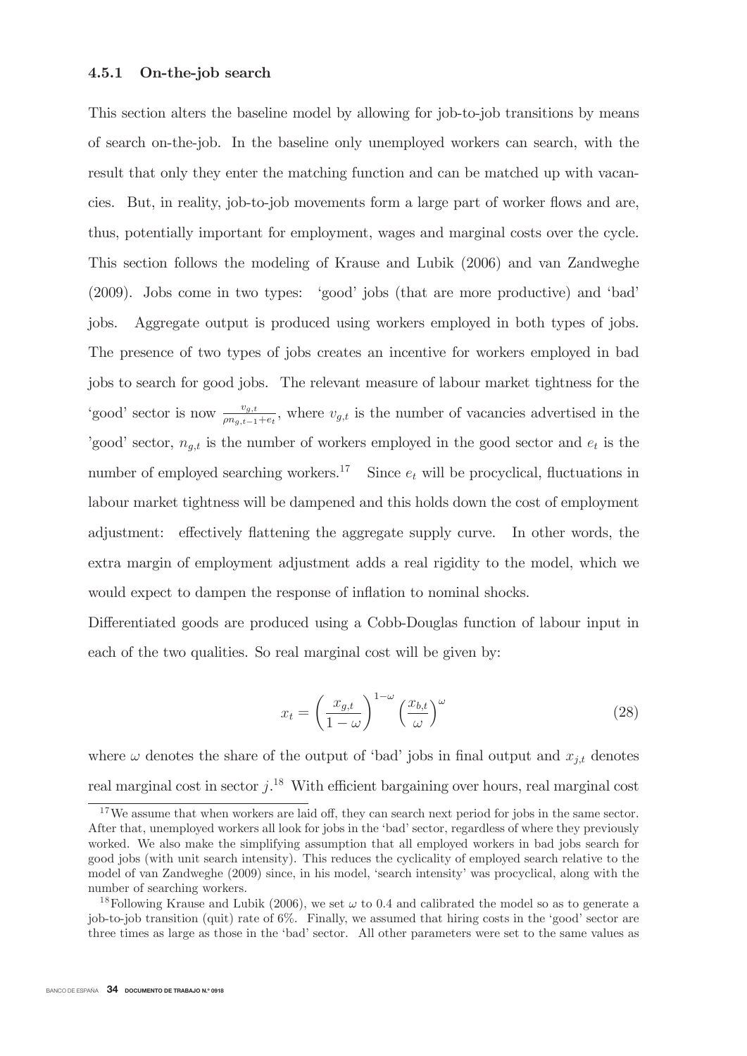### 4.5.1 On-the-job search

This section alters the baseline model by allowing for job-to-job transitions by means of search on-the-job. In the baseline only unemployed workers can search, with the result that only they enter the matching function and can be matched up with vacancies. But, in reality, job-to-job movements form a large part of worker flows and are, thus, potentially important for employment, wages and marginal costs over the cycle. This section follows the modeling of Krause and Lubik (2006) and van Zandweghe (2009). Jobs come in two types: 'good' jobs (that are more productive) and 'bad' jobs. Aggregate output is produced using workers employed in both types of jobs. The presence of two types of jobs creates an incentive for workers employed in bad jobs to search for good jobs. The relevant measure of labour market tightness for the 'good' sector is now $\frac{v_{g,t}}{\rho n_{g,t-1}+e_t}$, where $v_{g,t}$ is the number of vacancies advertised in the 'good' sector, $n_{g,t}$ is the number of workers employed in the good sector and $e_t$ is the number of employed searching workers.[17] Since $e_t$ will be procyclical, fluctuations in labour market tightness will be dampened and this holds down the cost of employment adjustment: effectively flattening the aggregate supply curve. In other words, the extra margin of employment adjustment adds a real rigidity to the model, which we would expect to dampen the response of inflation to nominal shocks.

Differentiated goods are produced using a Cobb-Douglas function of labour input in each of the two qualities. So real marginal cost will be given by:

$$x_t = \left(\frac{x_{g,t}}{1-\omega}\right)^{1-\omega}\left(\frac{x_{b,t}}{\omega}\right)^{\omega} \tag{28}$$

where $\omega$ denotes the share of the output of 'bad' jobs in final output and $x_{j,t}$ denotes real marginal cost in sector $j$.[18] With efficient bargaining over hours, real marginal cost

[17] We assume that when workers are laid off, they can search next period for jobs in the same sector. After that, unemployed workers all look for jobs in the 'bad' sector, regardless of where they previously worked. We also make the simplifying assumption that all employed workers in bad jobs search for good jobs (with unit search intensity). This reduces the cyclicality of employed search relative to the model of van Zandweghe (2009) since, in his model, 'search intensity' was procyclical, along with the number of searching workers.

[18] Following Krause and Lubik (2006), we set $\omega$ to 0.4 and calibrated the model so as to generate a job-to-job transition (quit) rate of 6%. Finally, we assumed that hiring costs in the 'good' sector are three times as large as those in the 'bad' sector. All other parameters were set to the same values as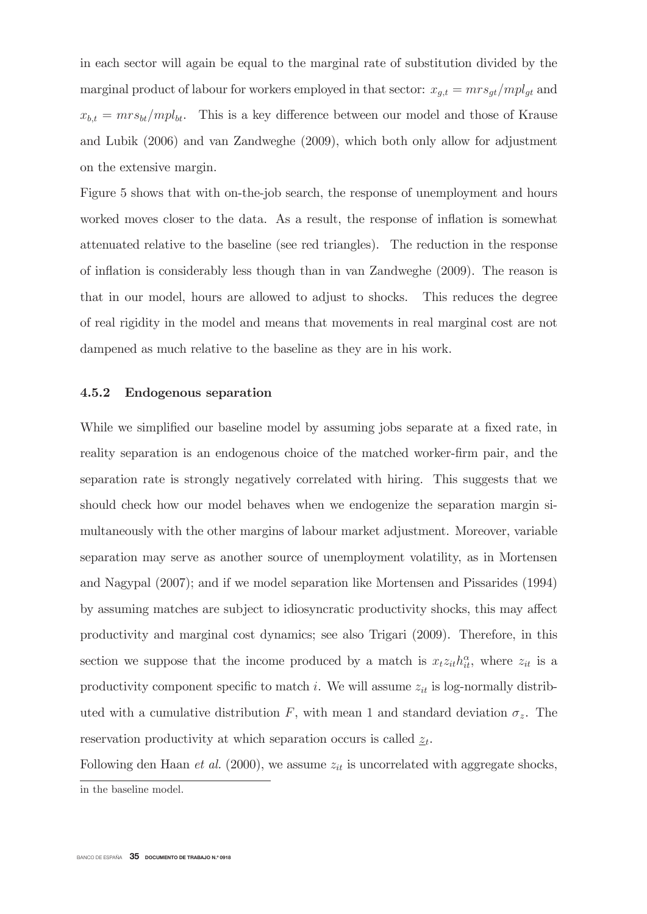in each sector will again be equal to the marginal rate of substitution divided by the marginal product of labour for workers employed in that sector: $x_{g,t} = mrs_{gt}/mpl_{gt}$ and $x_{b,t} = mrs_{bt}/mpl_{bt}$. This is a key difference between our model and those of Krause and Lubik (2006) and van Zandweghe (2009), which both only allow for adjustment on the extensive margin.

Figure 5 shows that with on-the-job search, the response of unemployment and hours worked moves closer to the data. As a result, the response of inflation is somewhat attenuated relative to the baseline (see red triangles). The reduction in the response of inflation is considerably less though than in van Zandweghe (2009). The reason is that in our model, hours are allowed to adjust to shocks. This reduces the degree of real rigidity in the model and means that movements in real marginal cost are not dampened as much relative to the baseline as they are in his work.

### 4.5.2 Endogenous separation

While we simplified our baseline model by assuming jobs separate at a fixed rate, in reality separation is an endogenous choice of the matched worker-firm pair, and the separation rate is strongly negatively correlated with hiring. This suggests that we should check how our model behaves when we endogenize the separation margin simultaneously with the other margins of labour market adjustment. Moreover, variable separation may serve as another source of unemployment volatility, as in Mortensen and Nagypal (2007); and if we model separation like Mortensen and Pissarides (1994) by assuming matches are subject to idiosyncratic productivity shocks, this may affect productivity and marginal cost dynamics; see also Trigari (2009). Therefore, in this section we suppose that the income produced by a match is $x_t z_{it} h_{it}^{\alpha}$, where $z_{it}$ is a productivity component specific to match $i$. We will assume $z_{it}$ is log-normally distributed with a cumulative distribution $F$, with mean 1 and standard deviation $\sigma_z$. The reservation productivity at which separation occurs is called $\underline{z}_t$.

Following den Haan *et al.* (2000), we assume $z_{it}$ is uncorrelated with aggregate shocks,

---

in the baseline model.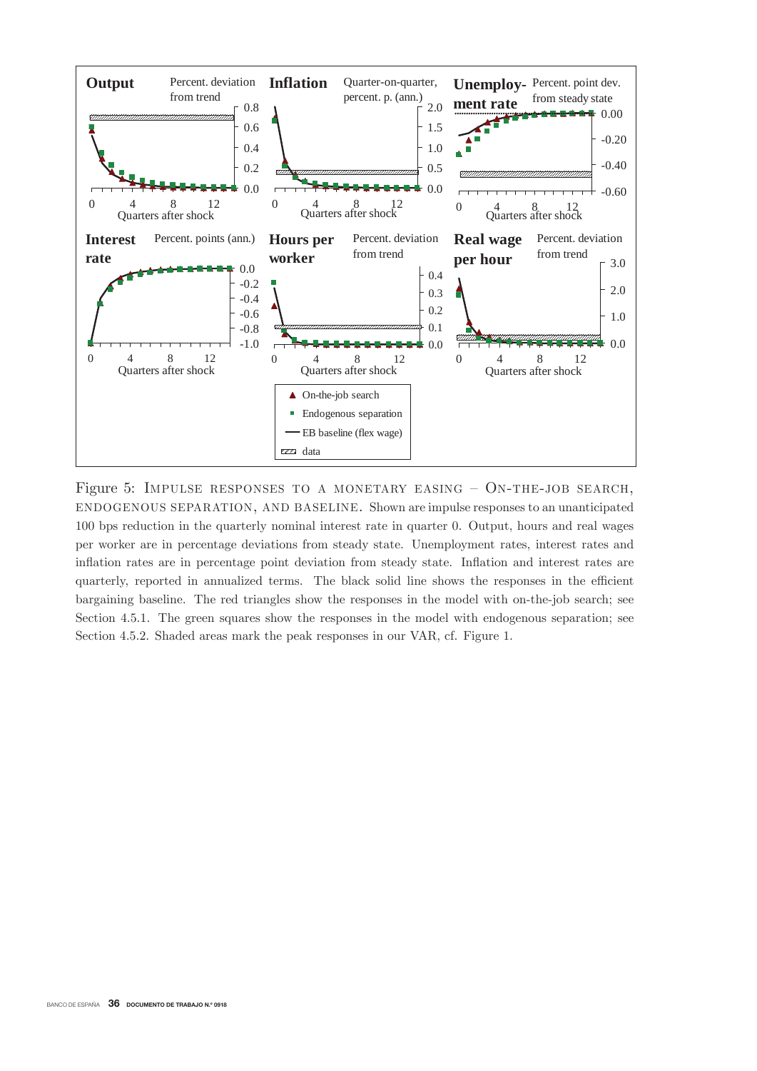Figure 5: IMPULSE RESPONSES TO A MONETARY EASING – ON-THE-JOB SEARCH, ENDOGENOUS SEPARATION, AND BASELINE. Shown are impulse responses to an unanticipated 100 bps reduction in the quarterly nominal interest rate in quarter 0. Output, hours and real wages per worker are in percentage deviations from steady state. Unemployment rates, interest rates and inflation rates are in percentage point deviation from steady state. Inflation and interest rates are quarterly, reported in annualized terms. The black solid line shows the responses in the efficient bargaining baseline. The red triangles show the responses in the model with on-the-job search; see Section 4.5.1. The green squares show the responses in the model with endogenous separation; see Section 4.5.2. Shaded areas mark the peak responses in our VAR, cf. Figure 1.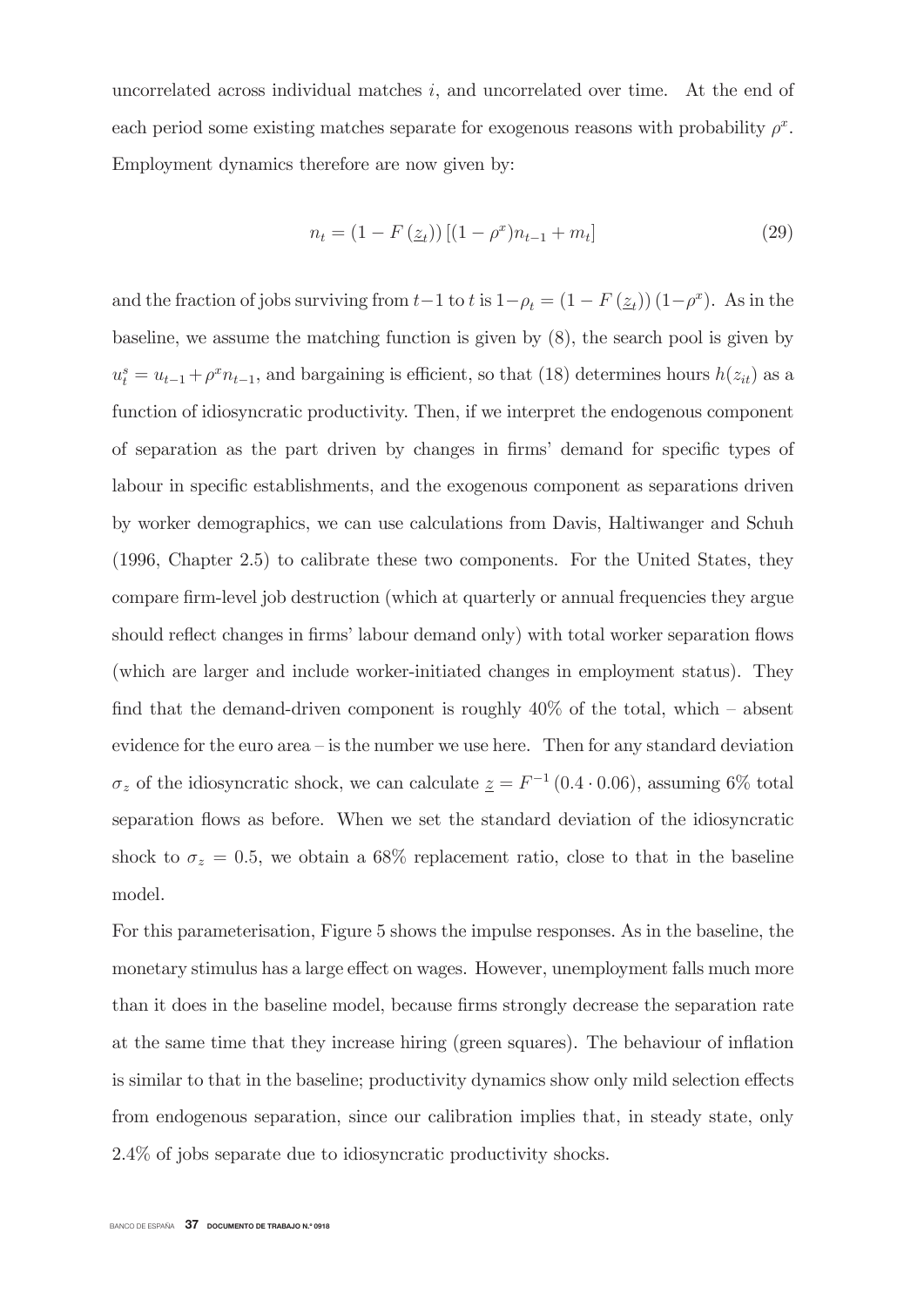uncorrelated across individual matches $i$, and uncorrelated over time. At the end of each period some existing matches separate for exogenous reasons with probability $\rho^x$. Employment dynamics therefore are now given by:

$$n_t = (1 - F(\underline{z}_t))\left[(1 - \rho^x)n_{t-1} + m_t\right] \tag{29}$$

and the fraction of jobs surviving from $t-1$ to $t$ is $1-\rho_t = (1 - F(\underline{z}_t))(1-\rho^x)$. As in the baseline, we assume the matching function is given by (8), the search pool is given by $u_t^s = u_{t-1} + \rho^x n_{t-1}$, and bargaining is efficient, so that (18) determines hours $h(z_{it})$ as a function of idiosyncratic productivity. Then, if we interpret the endogenous component of separation as the part driven by changes in firms' demand for specific types of labour in specific establishments, and the exogenous component as separations driven by worker demographics, we can use calculations from Davis, Haltiwanger and Schuh (1996, Chapter 2.5) to calibrate these two components. For the United States, they compare firm-level job destruction (which at quarterly or annual frequencies they argue should reflect changes in firms' labour demand only) with total worker separation flows (which are larger and include worker-initiated changes in employment status). They find that the demand-driven component is roughly 40% of the total, which – absent evidence for the euro area – is the number we use here. Then for any standard deviation $\sigma_z$ of the idiosyncratic shock, we can calculate $\underline{z} = F^{-1}(0.4 \cdot 0.06)$, assuming 6% total separation flows as before. When we set the standard deviation of the idiosyncratic shock to $\sigma_z = 0.5$, we obtain a 68% replacement ratio, close to that in the baseline model.

For this parameterisation, Figure 5 shows the impulse responses. As in the baseline, the monetary stimulus has a large effect on wages. However, unemployment falls much more than it does in the baseline model, because firms strongly decrease the separation rate at the same time that they increase hiring (green squares). The behaviour of inflation is similar to that in the baseline; productivity dynamics show only mild selection effects from endogenous separation, since our calibration implies that, in steady state, only 2.4% of jobs separate due to idiosyncratic productivity shocks.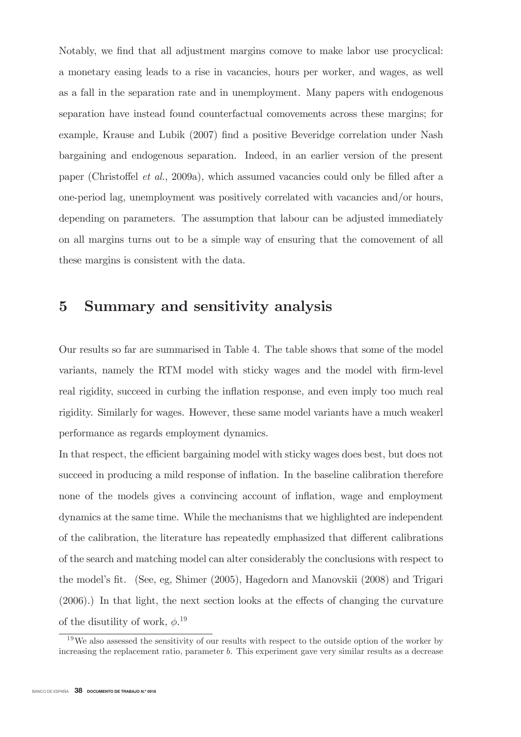Notably, we find that all adjustment margins comove to make labor use procyclical: a monetary easing leads to a rise in vacancies, hours per worker, and wages, as well as a fall in the separation rate and in unemployment. Many papers with endogenous separation have instead found counterfactual comovements across these margins; for example, Krause and Lubik (2007) find a positive Beveridge correlation under Nash bargaining and endogenous separation. Indeed, in an earlier version of the present paper (Christoffel *et al.*, 2009a), which assumed vacancies could only be filled after a one-period lag, unemployment was positively correlated with vacancies and/or hours, depending on parameters. The assumption that labour can be adjusted immediately on all margins turns out to be a simple way of ensuring that the comovement of all these margins is consistent with the data.

# 5 Summary and sensitivity analysis

Our results so far are summarised in Table 4. The table shows that some of the model variants, namely the RTM model with sticky wages and the model with firm-level real rigidity, succeed in curbing the inflation response, and even imply too much real rigidity. Similarly for wages. However, these same model variants have a much weakerl performance as regards employment dynamics.

In that respect, the efficient bargaining model with sticky wages does best, but does not succeed in producing a mild response of inflation. In the baseline calibration therefore none of the models gives a convincing account of inflation, wage and employment dynamics at the same time. While the mechanisms that we highlighted are independent of the calibration, the literature has repeatedly emphasized that different calibrations of the search and matching model can alter considerably the conclusions with respect to the model's fit. (See, eg, Shimer (2005), Hagedorn and Manovskii (2008) and Trigari (2006).) In that light, the next section looks at the effects of changing the curvature of the disutility of work, $\phi$.[19]

[19] We also assessed the sensitivity of our results with respect to the outside option of the worker by increasing the replacement ratio, parameter $b$. This experiment gave very similar results as a decrease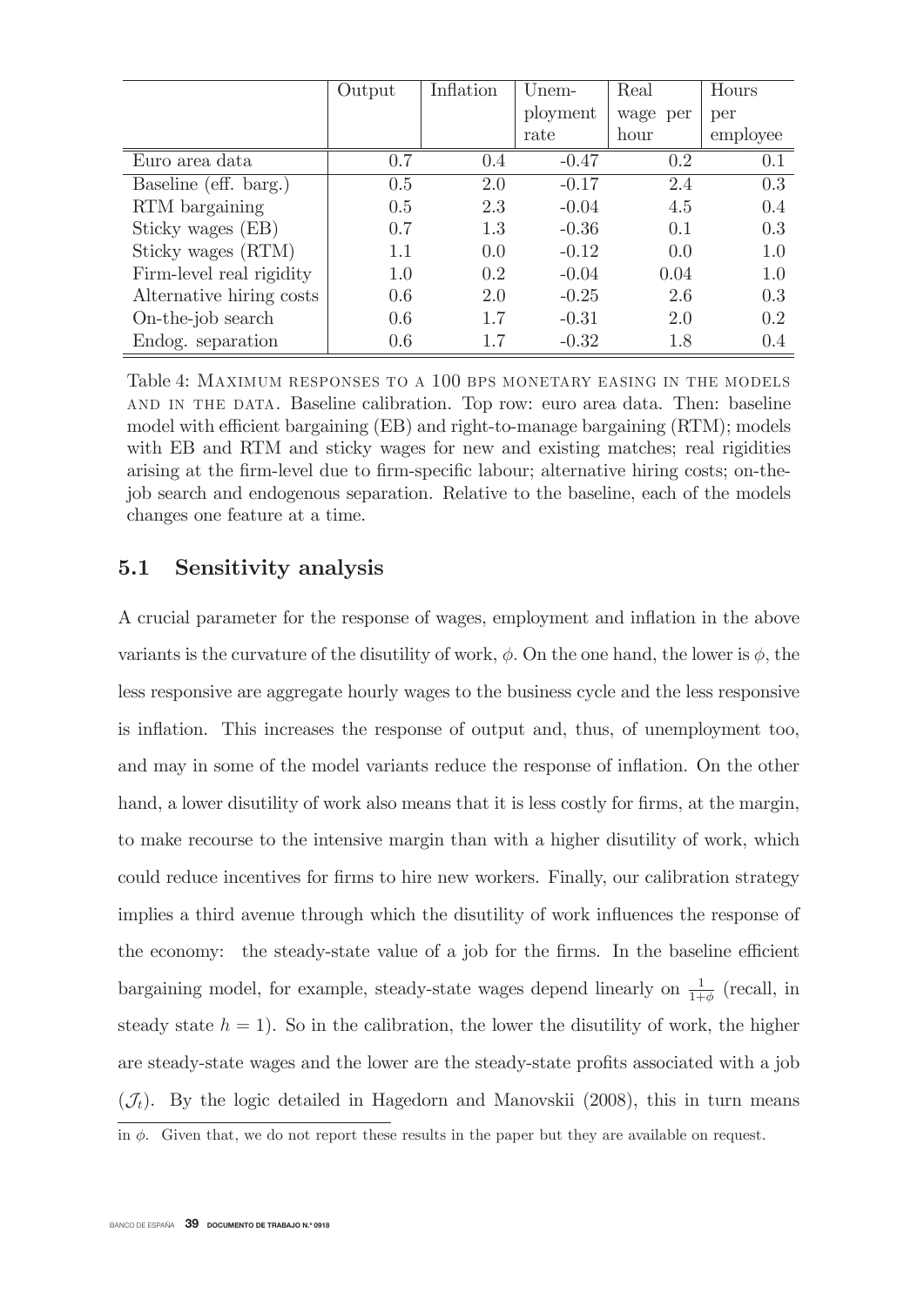| | Output | Inflation | Unem-ployment rate | Real wage per hour | Hours per employee |
|---|---|---|---|---|---|
| Euro area data | 0.7 | 0.4 | -0.47 | 0.2 | 0.1 |
| Baseline (eff. barg.) | 0.5 | 2.0 | -0.17 | 2.4 | 0.3 |
| RTM bargaining | 0.5 | 2.3 | -0.04 | 4.5 | 0.4 |
| Sticky wages (EB) | 0.7 | 1.3 | -0.36 | 0.1 | 0.3 |
| Sticky wages (RTM) | 1.1 | 0.0 | -0.12 | 0.0 | 1.0 |
| Firm-level real rigidity | 1.0 | 0.2 | -0.04 | 0.04 | 1.0 |
| Alternative hiring costs | 0.6 | 2.0 | -0.25 | 2.6 | 0.3 |
| On-the-job search | 0.6 | 1.7 | -0.31 | 2.0 | 0.2 |
| Endog. separation | 0.6 | 1.7 | -0.32 | 1.8 | 0.4 |

Table 4: Maximum responses to a 100 bps monetary easing in the models and in the data. Baseline calibration. Top row: euro area data. Then: baseline model with efficient bargaining (EB) and right-to-manage bargaining (RTM); models with EB and RTM and sticky wages for new and existing matches; real rigidities arising at the firm-level due to firm-specific labour; alternative hiring costs; on-the-job search and endogenous separation. Relative to the baseline, each of the models changes one feature at a time.

## 5.1 Sensitivity analysis

A crucial parameter for the response of wages, employment and inflation in the above variants is the curvature of the disutility of work, $\phi$. On the one hand, the lower is $\phi$, the less responsive are aggregate hourly wages to the business cycle and the less responsive is inflation. This increases the response of output and, thus, of unemployment too, and may in some of the model variants reduce the response of inflation. On the other hand, a lower disutility of work also means that it is less costly for firms, at the margin, to make recourse to the intensive margin than with a higher disutility of work, which could reduce incentives for firms to hire new workers. Finally, our calibration strategy implies a third avenue through which the disutility of work influences the response of the economy: the steady-state value of a job for the firms. In the baseline efficient bargaining model, for example, steady-state wages depend linearly on $\frac{1}{1+\phi}$ (recall, in steady state $h = 1$). So in the calibration, the lower the disutility of work, the higher are steady-state wages and the lower are the steady-state profits associated with a job ($\mathcal{J}_t$). By the logic detailed in Hagedorn and Manovskii (2008), this in turn means

in $\phi$. Given that, we do not report these results in the paper but they are available on request.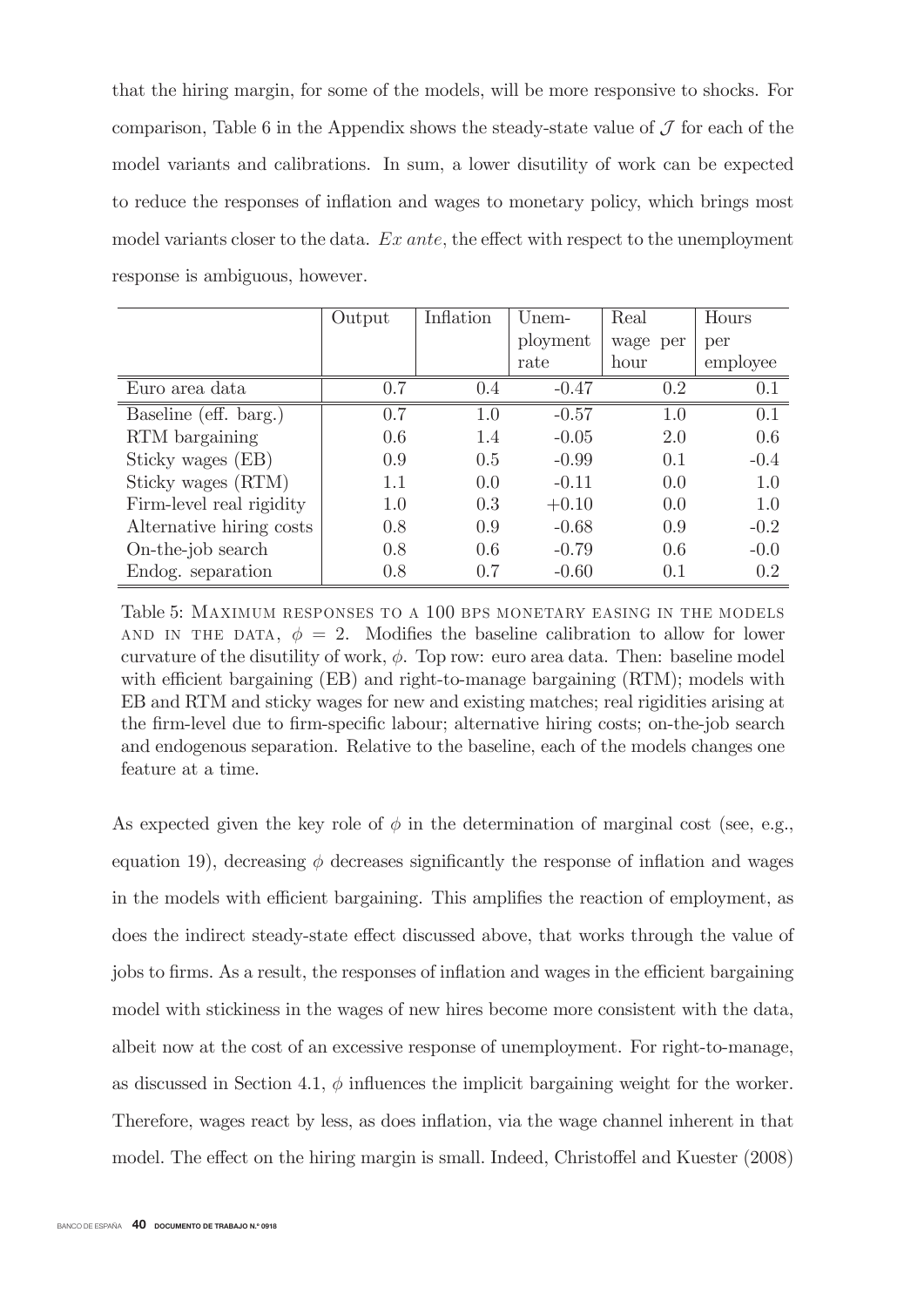that the hiring margin, for some of the models, will be more responsive to shocks. For comparison, Table 6 in the Appendix shows the steady-state value of $\mathcal{J}$ for each of the model variants and calibrations. In sum, a lower disutility of work can be expected to reduce the responses of inflation and wages to monetary policy, which brings most model variants closer to the data. *Ex ante*, the effect with respect to the unemployment response is ambiguous, however.

| | Output | Inflation | Unemployment rate | Real wage per hour | Hours per employee |
|---|---|---|---|---|---|
| Euro area data | 0.7 | 0.4 | -0.47 | 0.2 | 0.1 |
| Baseline (eff. barg.) | 0.7 | 1.0 | -0.57 | 1.0 | 0.1 |
| RTM bargaining | 0.6 | 1.4 | -0.05 | 2.0 | 0.6 |
| Sticky wages (EB) | 0.9 | 0.5 | -0.99 | 0.1 | -0.4 |
| Sticky wages (RTM) | 1.1 | 0.0 | -0.11 | 0.0 | 1.0 |
| Firm-level real rigidity | 1.0 | 0.3 | +0.10 | 0.0 | 1.0 |
| Alternative hiring costs | 0.8 | 0.9 | -0.68 | 0.9 | -0.2 |
| On-the-job search | 0.8 | 0.6 | -0.79 | 0.6 | -0.0 |
| Endog. separation | 0.8 | 0.7 | -0.60 | 0.1 | 0.2 |

Table 5: MAXIMUM RESPONSES TO A 100 BPS MONETARY EASING IN THE MODELS AND IN THE DATA, $\phi = 2$. Modifies the baseline calibration to allow for lower curvature of the disutility of work, $\phi$. Top row: euro area data. Then: baseline model with efficient bargaining (EB) and right-to-manage bargaining (RTM); models with EB and RTM and sticky wages for new and existing matches; real rigidities arising at the firm-level due to firm-specific labour; alternative hiring costs; on-the-job search and endogenous separation. Relative to the baseline, each of the models changes one feature at a time.

As expected given the key role of $\phi$ in the determination of marginal cost (see, e.g., equation 19), decreasing $\phi$ decreases significantly the response of inflation and wages in the models with efficient bargaining. This amplifies the reaction of employment, as does the indirect steady-state effect discussed above, that works through the value of jobs to firms. As a result, the responses of inflation and wages in the efficient bargaining model with stickiness in the wages of new hires become more consistent with the data, albeit now at the cost of an excessive response of unemployment. For right-to-manage, as discussed in Section 4.1, $\phi$ influences the implicit bargaining weight for the worker. Therefore, wages react by less, as does inflation, via the wage channel inherent in that model. The effect on the hiring margin is small. Indeed, Christoffel and Kuester (2008)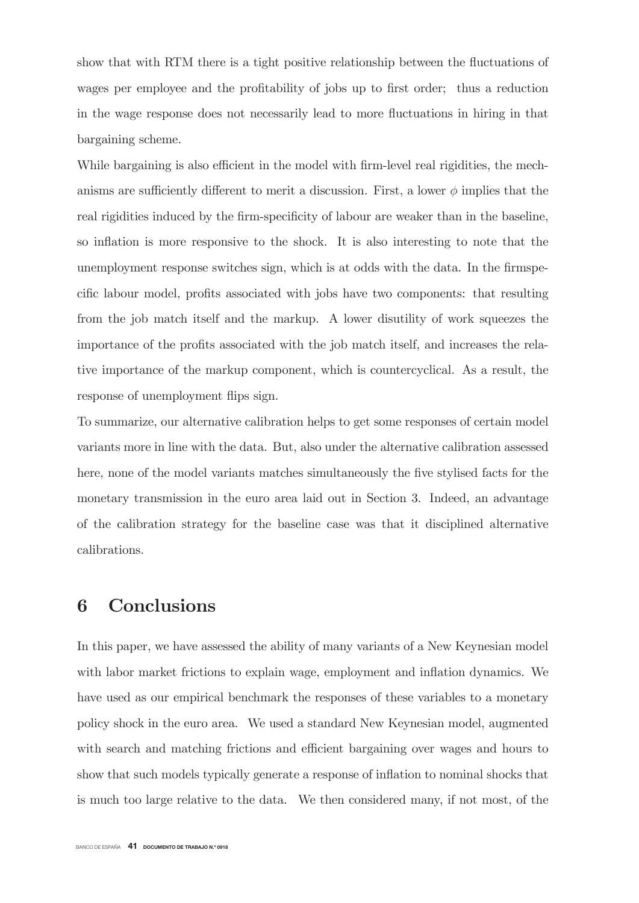show that with RTM there is a tight positive relationship between the fluctuations of wages per employee and the profitability of jobs up to first order; thus a reduction in the wage response does not necessarily lead to more fluctuations in hiring in that bargaining scheme.

While bargaining is also efficient in the model with firm-level real rigidities, the mechanisms are sufficiently different to merit a discussion. First, a lower $\phi$ implies that the real rigidities induced by the firm-specificity of labour are weaker than in the baseline, so inflation is more responsive to the shock. It is also interesting to note that the unemployment response switches sign, which is at odds with the data. In the firmspecific labour model, profits associated with jobs have two components: that resulting from the job match itself and the markup. A lower disutility of work squeezes the importance of the profits associated with the job match itself, and increases the relative importance of the markup component, which is countercyclical. As a result, the response of unemployment flips sign.

To summarize, our alternative calibration helps to get some responses of certain model variants more in line with the data. But, also under the alternative calibration assessed here, none of the model variants matches simultaneously the five stylised facts for the monetary transmission in the euro area laid out in Section 3. Indeed, an advantage of the calibration strategy for the baseline case was that it disciplined alternative calibrations.

# 6 Conclusions

In this paper, we have assessed the ability of many variants of a New Keynesian model with labor market frictions to explain wage, employment and inflation dynamics. We have used as our empirical benchmark the responses of these variables to a monetary policy shock in the euro area. We used a standard New Keynesian model, augmented with search and matching frictions and efficient bargaining over wages and hours to show that such models typically generate a response of inflation to nominal shocks that is much too large relative to the data. We then considered many, if not most, of the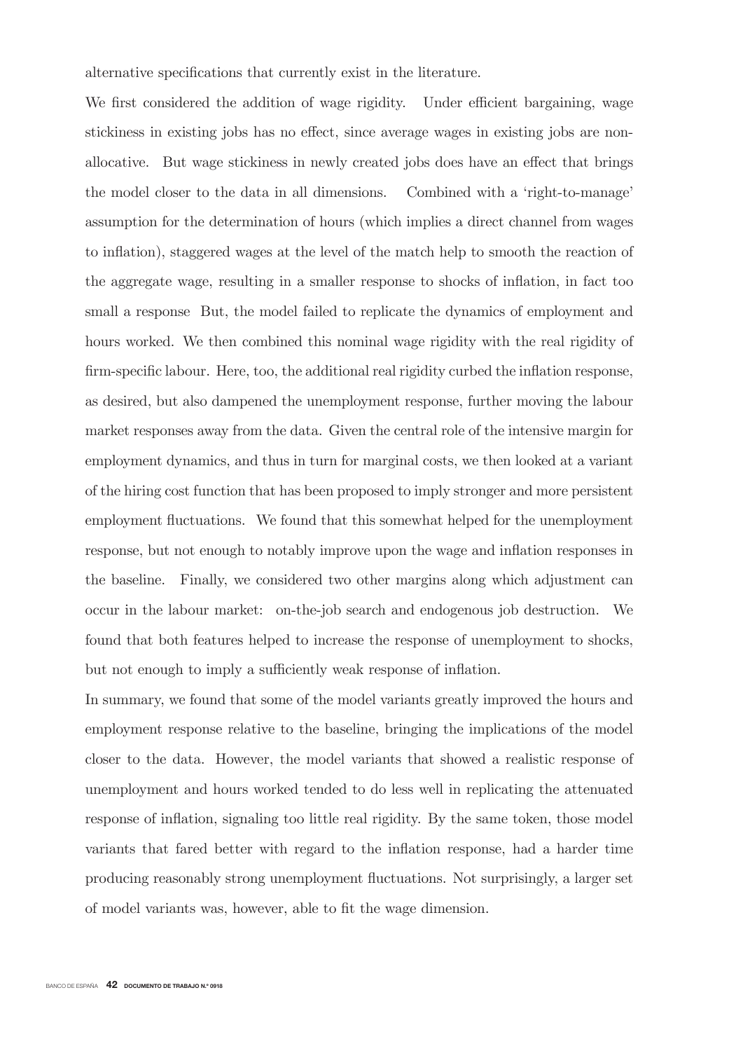alternative specifications that currently exist in the literature.

We first considered the addition of wage rigidity. Under efficient bargaining, wage stickiness in existing jobs has no effect, since average wages in existing jobs are non-allocative. But wage stickiness in newly created jobs does have an effect that brings the model closer to the data in all dimensions. Combined with a 'right-to-manage' assumption for the determination of hours (which implies a direct channel from wages to inflation), staggered wages at the level of the match help to smooth the reaction of the aggregate wage, resulting in a smaller response to shocks of inflation, in fact too small a response But, the model failed to replicate the dynamics of employment and hours worked. We then combined this nominal wage rigidity with the real rigidity of firm-specific labour. Here, too, the additional real rigidity curbed the inflation response, as desired, but also dampened the unemployment response, further moving the labour market responses away from the data. Given the central role of the intensive margin for employment dynamics, and thus in turn for marginal costs, we then looked at a variant of the hiring cost function that has been proposed to imply stronger and more persistent employment fluctuations. We found that this somewhat helped for the unemployment response, but not enough to notably improve upon the wage and inflation responses in the baseline. Finally, we considered two other margins along which adjustment can occur in the labour market: on-the-job search and endogenous job destruction. We found that both features helped to increase the response of unemployment to shocks, but not enough to imply a sufficiently weak response of inflation.

In summary, we found that some of the model variants greatly improved the hours and employment response relative to the baseline, bringing the implications of the model closer to the data. However, the model variants that showed a realistic response of unemployment and hours worked tended to do less well in replicating the attenuated response of inflation, signaling too little real rigidity. By the same token, those model variants that fared better with regard to the inflation response, had a harder time producing reasonably strong unemployment fluctuations. Not surprisingly, a larger set of model variants was, however, able to fit the wage dimension.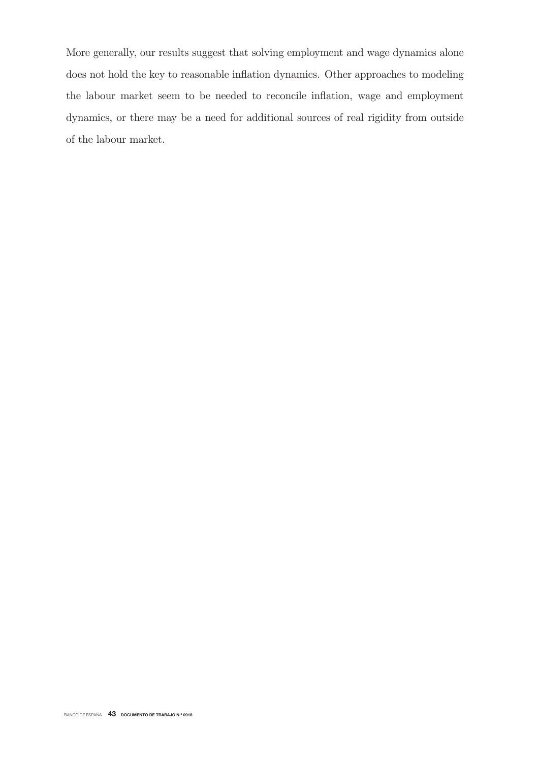More generally, our results suggest that solving employment and wage dynamics alone does not hold the key to reasonable inflation dynamics. Other approaches to modeling the labour market seem to be needed to reconcile inflation, wage and employment dynamics, or there may be a need for additional sources of real rigidity from outside of the labour market.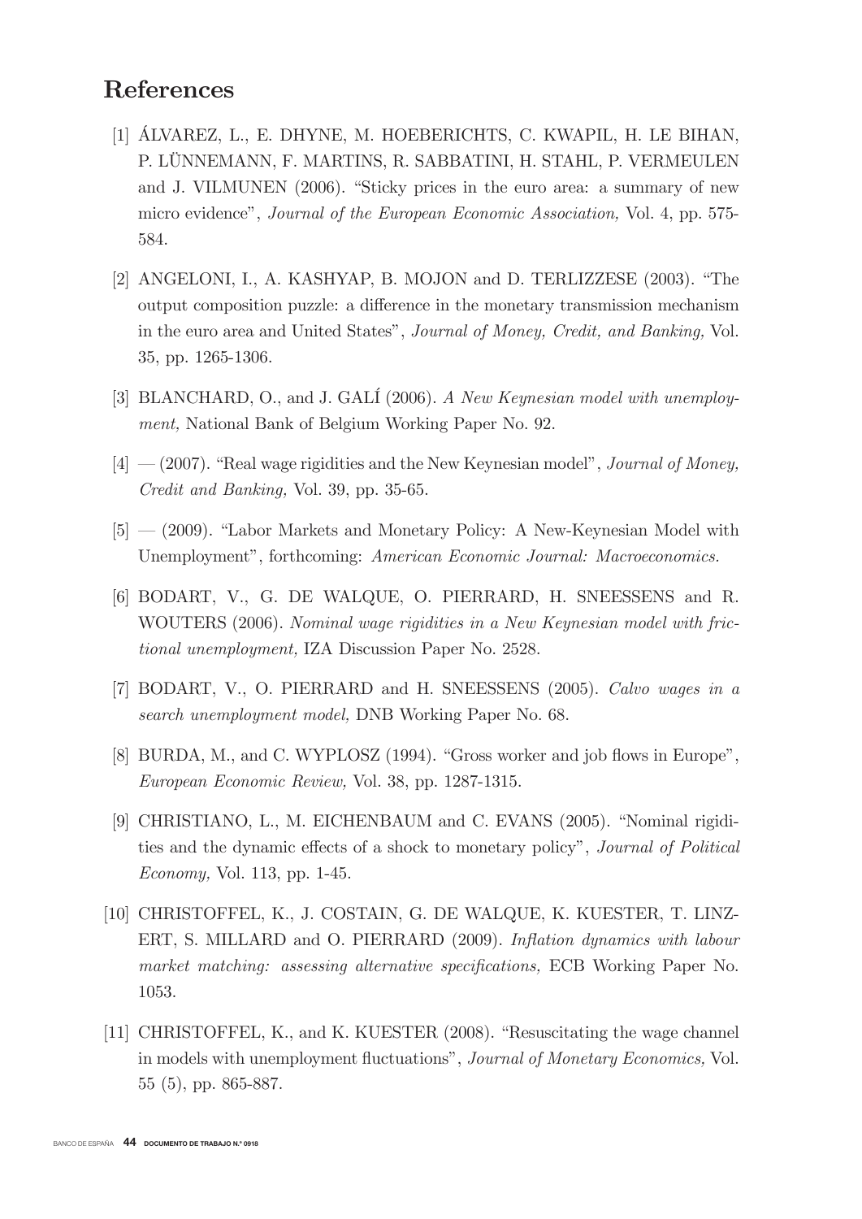# References

[1] ÁLVAREZ, L., E. DHYNE, M. HOEBERICHTS, C. KWAPIL, H. LE BIHAN, P. LÜNNEMANN, F. MARTINS, R. SABBATINI, H. STAHL, P. VERMEULEN and J. VILMUNEN (2006). "Sticky prices in the euro area: a summary of new micro evidence", *Journal of the European Economic Association,* Vol. 4, pp. 575-584.

[2] ANGELONI, I., A. KASHYAP, B. MOJON and D. TERLIZZESE (2003). "The output composition puzzle: a difference in the monetary transmission mechanism in the euro area and United States", *Journal of Money, Credit, and Banking,* Vol. 35, pp. 1265-1306.

[3] BLANCHARD, O., and J. GALÍ (2006). *A New Keynesian model with unemployment,* National Bank of Belgium Working Paper No. 92.

[4] — (2007). "Real wage rigidities and the New Keynesian model", *Journal of Money, Credit and Banking,* Vol. 39, pp. 35-65.

[5] — (2009). "Labor Markets and Monetary Policy: A New-Keynesian Model with Unemployment", forthcoming: *American Economic Journal: Macroeconomics.*

[6] BODART, V., G. DE WALQUE, O. PIERRARD, H. SNEESSENS and R. WOUTERS (2006). *Nominal wage rigidities in a New Keynesian model with frictional unemployment,* IZA Discussion Paper No. 2528.

[7] BODART, V., O. PIERRARD and H. SNEESSENS (2005). *Calvo wages in a search unemployment model,* DNB Working Paper No. 68.

[8] BURDA, M., and C. WYPLOSZ (1994). "Gross worker and job flows in Europe", *European Economic Review,* Vol. 38, pp. 1287-1315.

[9] CHRISTIANO, L., M. EICHENBAUM and C. EVANS (2005). "Nominal rigidities and the dynamic effects of a shock to monetary policy", *Journal of Political Economy,* Vol. 113, pp. 1-45.

[10] CHRISTOFFEL, K., J. COSTAIN, G. DE WALQUE, K. KUESTER, T. LINZERT, S. MILLARD and O. PIERRARD (2009). *Inflation dynamics with labour market matching: assessing alternative specifications,* ECB Working Paper No. 1053.

[11] CHRISTOFFEL, K., and K. KUESTER (2008). "Resuscitating the wage channel in models with unemployment fluctuations", *Journal of Monetary Economics,* Vol. 55 (5), pp. 865-887.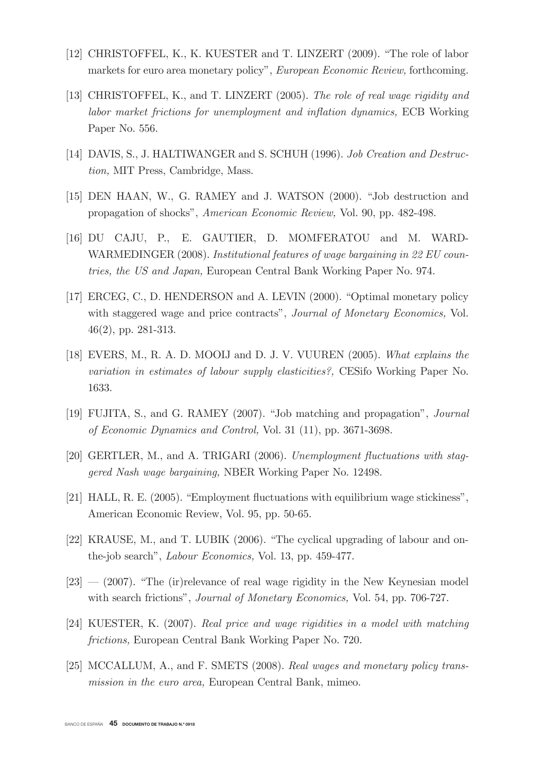[12] CHRISTOFFEL, K., K. KUESTER and T. LINZERT (2009). "The role of labor markets for euro area monetary policy", *European Economic Review,* forthcoming.

[13] CHRISTOFFEL, K., and T. LINZERT (2005). *The role of real wage rigidity and labor market frictions for unemployment and inflation dynamics,* ECB Working Paper No. 556.

[14] DAVIS, S., J. HALTIWANGER and S. SCHUH (1996). *Job Creation and Destruction,* MIT Press, Cambridge, Mass.

[15] DEN HAAN, W., G. RAMEY and J. WATSON (2000). "Job destruction and propagation of shocks", *American Economic Review,* Vol. 90, pp. 482-498.

[16] DU CAJU, P., E. GAUTIER, D. MOMFERATOU and M. WARD-WARMEDINGER (2008). *Institutional features of wage bargaining in 22 EU countries, the US and Japan,* European Central Bank Working Paper No. 974.

[17] ERCEG, C., D. HENDERSON and A. LEVIN (2000). "Optimal monetary policy with staggered wage and price contracts", *Journal of Monetary Economics,* Vol. 46(2), pp. 281-313.

[18] EVERS, M., R. A. D. MOOIJ and D. J. V. VUUREN (2005). *What explains the variation in estimates of labour supply elasticities?,* CESifo Working Paper No. 1633.

[19] FUJITA, S., and G. RAMEY (2007). "Job matching and propagation", *Journal of Economic Dynamics and Control,* Vol. 31 (11), pp. 3671-3698.

[20] GERTLER, M., and A. TRIGARI (2006). *Unemployment fluctuations with staggered Nash wage bargaining,* NBER Working Paper No. 12498.

[21] HALL, R. E. (2005). "Employment fluctuations with equilibrium wage stickiness", American Economic Review, Vol. 95, pp. 50-65.

[22] KRAUSE, M., and T. LUBIK (2006). "The cyclical upgrading of labour and on-the-job search", *Labour Economics,* Vol. 13, pp. 459-477.

[23] — (2007). "The (ir)relevance of real wage rigidity in the New Keynesian model with search frictions", *Journal of Monetary Economics,* Vol. 54, pp. 706-727.

[24] KUESTER, K. (2007). *Real price and wage rigidities in a model with matching frictions,* European Central Bank Working Paper No. 720.

[25] MCCALLUM, A., and F. SMETS (2008). *Real wages and monetary policy transmission in the euro area,* European Central Bank, mimeo.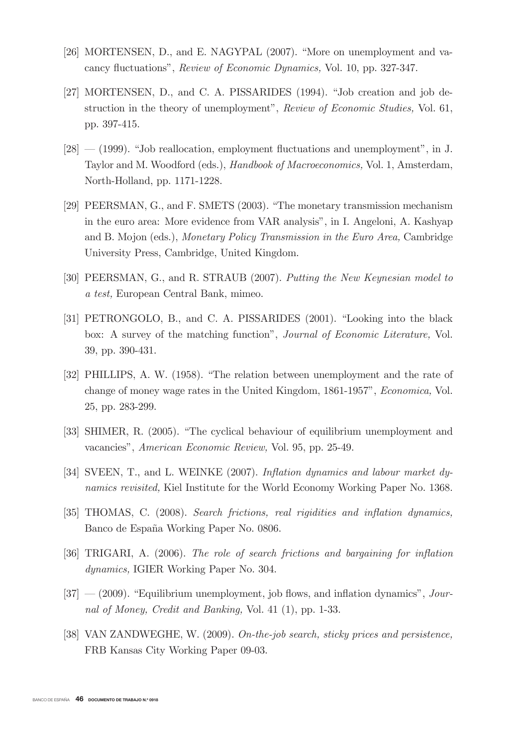[26] MORTENSEN, D., and E. NAGYPAL (2007). "More on unemployment and vacancy fluctuations", *Review of Economic Dynamics,* Vol. 10, pp. 327-347.

[27] MORTENSEN, D., and C. A. PISSARIDES (1994). "Job creation and job destruction in the theory of unemployment", *Review of Economic Studies,* Vol. 61, pp. 397-415.

[28] — (1999). "Job reallocation, employment fluctuations and unemployment", in J. Taylor and M. Woodford (eds.), *Handbook of Macroeconomics,* Vol. 1, Amsterdam, North-Holland, pp. 1171-1228.

[29] PEERSMAN, G., and F. SMETS (2003). "The monetary transmission mechanism in the euro area: More evidence from VAR analysis", in I. Angeloni, A. Kashyap and B. Mojon (eds.), *Monetary Policy Transmission in the Euro Area,* Cambridge University Press, Cambridge, United Kingdom.

[30] PEERSMAN, G., and R. STRAUB (2007). *Putting the New Keynesian model to a test,* European Central Bank, mimeo.

[31] PETRONGOLO, B., and C. A. PISSARIDES (2001). "Looking into the black box: A survey of the matching function", *Journal of Economic Literature,* Vol. 39, pp. 390-431.

[32] PHILLIPS, A. W. (1958). "The relation between unemployment and the rate of change of money wage rates in the United Kingdom, 1861-1957", *Economica,* Vol. 25, pp. 283-299.

[33] SHIMER, R. (2005). "The cyclical behaviour of equilibrium unemployment and vacancies", *American Economic Review,* Vol. 95, pp. 25-49.

[34] SVEEN, T., and L. WEINKE (2007). *Inflation dynamics and labour market dynamics revisited,* Kiel Institute for the World Economy Working Paper No. 1368.

[35] THOMAS, C. (2008). *Search frictions, real rigidities and inflation dynamics,* Banco de España Working Paper No. 0806.

[36] TRIGARI, A. (2006). *The role of search frictions and bargaining for inflation dynamics,* IGIER Working Paper No. 304.

[37] — (2009). "Equilibrium unemployment, job flows, and inflation dynamics", *Journal of Money, Credit and Banking,* Vol. 41 (1), pp. 1-33.

[38] VAN ZANDWEGHE, W. (2009). *On-the-job search, sticky prices and persistence,* FRB Kansas City Working Paper 09-03.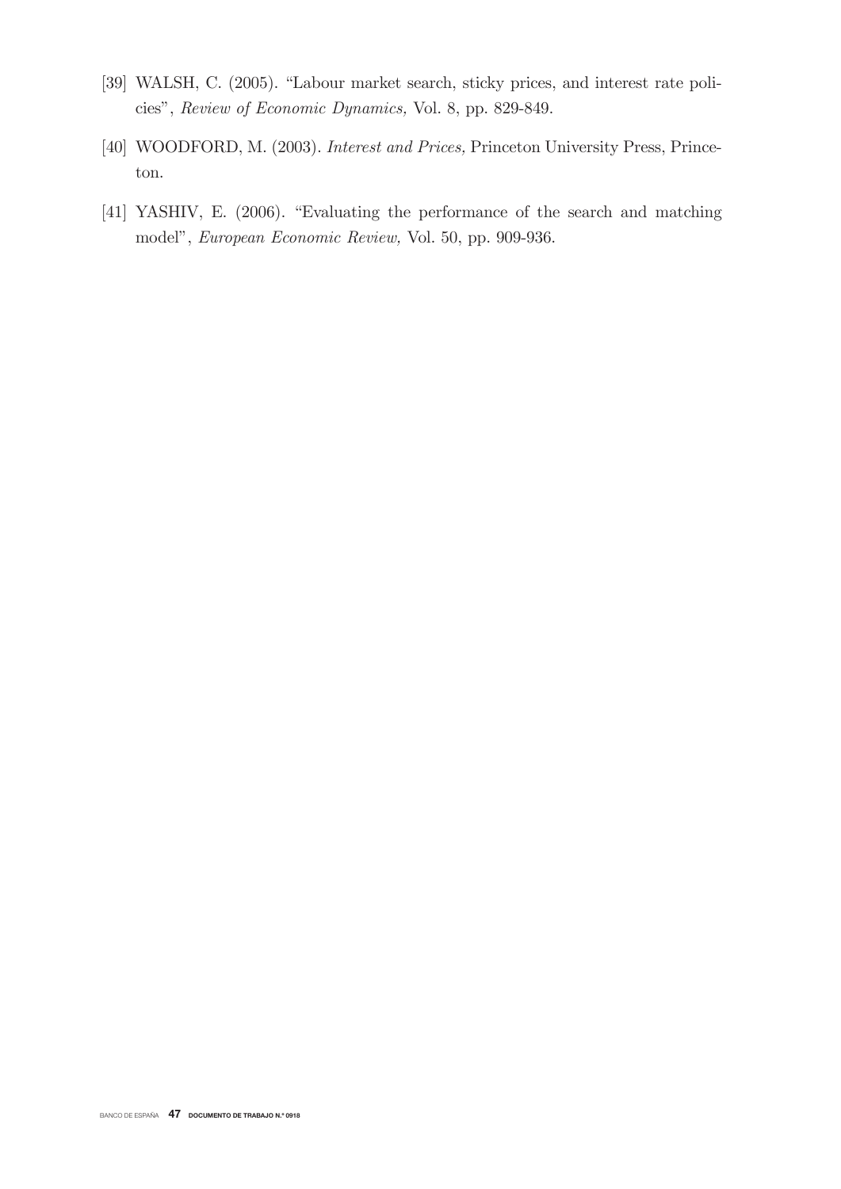[39] WALSH, C. (2005). "Labour market search, sticky prices, and interest rate policies", *Review of Economic Dynamics,* Vol. 8, pp. 829-849.

[40] WOODFORD, M. (2003). *Interest and Prices,* Princeton University Press, Princeton.

[41] YASHIV, E. (2006). "Evaluating the performance of the search and matching model", *European Economic Review,* Vol. 50, pp. 909-936.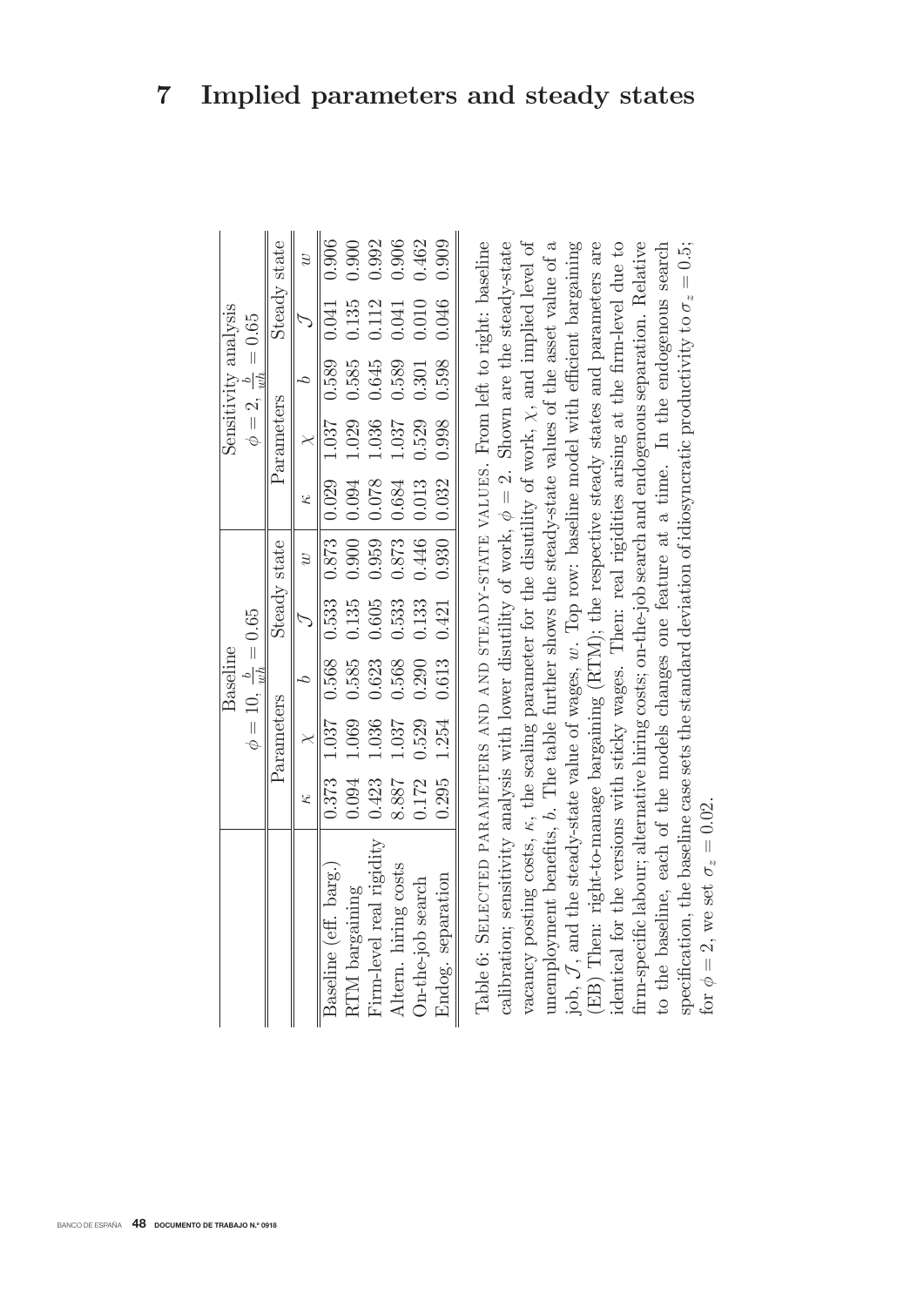# 7 Implied parameters and steady states

| | Baseline | | | | | Sensitivity analysis | | | | |
|---|---|---|---|---|---|---|---|---|---|---|
| | $\phi = 10,\ \frac{b}{wh} = 0.65$ | | | | | $\phi = 2,\ \frac{b}{wh} = 0.65$ | | | | |
| | Parameters | | | Steady state | | Parameters | | | Steady state | |
| | $\kappa$ | $\chi$ | $b$ | $\mathcal{J}$ | $w$ | $\kappa$ | $\chi$ | $b$ | $\mathcal{J}$ | $w$ |
| Baseline (eff. barg.) | 0.373 | 1.037 | 0.568 | 0.533 | 0.873 | 0.029 | 1.037 | 0.589 | 0.041 | 0.906 |
| RTM bargaining | 0.094 | 1.069 | 0.585 | 0.135 | 0.900 | 0.094 | 1.029 | 0.585 | 0.135 | 0.900 |
| Firm-level real rigidity | 0.423 | 1.036 | 0.623 | 0.605 | 0.959 | 0.078 | 1.036 | 0.645 | 0.112 | 0.992 |
| Altern. hiring costs | 8.887 | 1.037 | 0.568 | 0.533 | 0.873 | 0.684 | 1.037 | 0.589 | 0.041 | 0.906 |
| On-the-job search | 0.172 | 0.529 | 0.290 | 0.133 | 0.446 | 0.013 | 0.529 | 0.301 | 0.010 | 0.462 |
| Endog. separation | 0.295 | 1.254 | 0.613 | 0.421 | 0.930 | 0.032 | 0.998 | 0.598 | 0.046 | 0.909 |

Table 6: Selected parameters and and steady-state values. From left to right: baseline calibration; sensitivity analysis with lower disutility of work, $\phi = 2$. Shown are the steady-state vacancy posting costs, $\kappa$, the scaling parameter for the disutility of work, $\chi$, and implied level of unemployment benefits, $b$. The table further shows the steady-state values of the asset value of a job, $\mathcal{J}$, and the steady-state value of wages, $w$. Top row: baseline model with efficient bargaining (EB) Then: right-to-manage bargaining (RTM); the respective steady states and parameters are identical for the versions with sticky wages. Then: real rigidities arising at the firm-level due to firm-specific labour; alternative hiring costs; on-the-job search and endogenous separation. Relative to the baseline, each of the models changes one feature at a time. In the endogenous search specification, the baseline case sets the standard deviation of idiosyncratic productivity to $\sigma_z = 0.5$; for $\phi = 2$, we set $\sigma_z = 0.02$.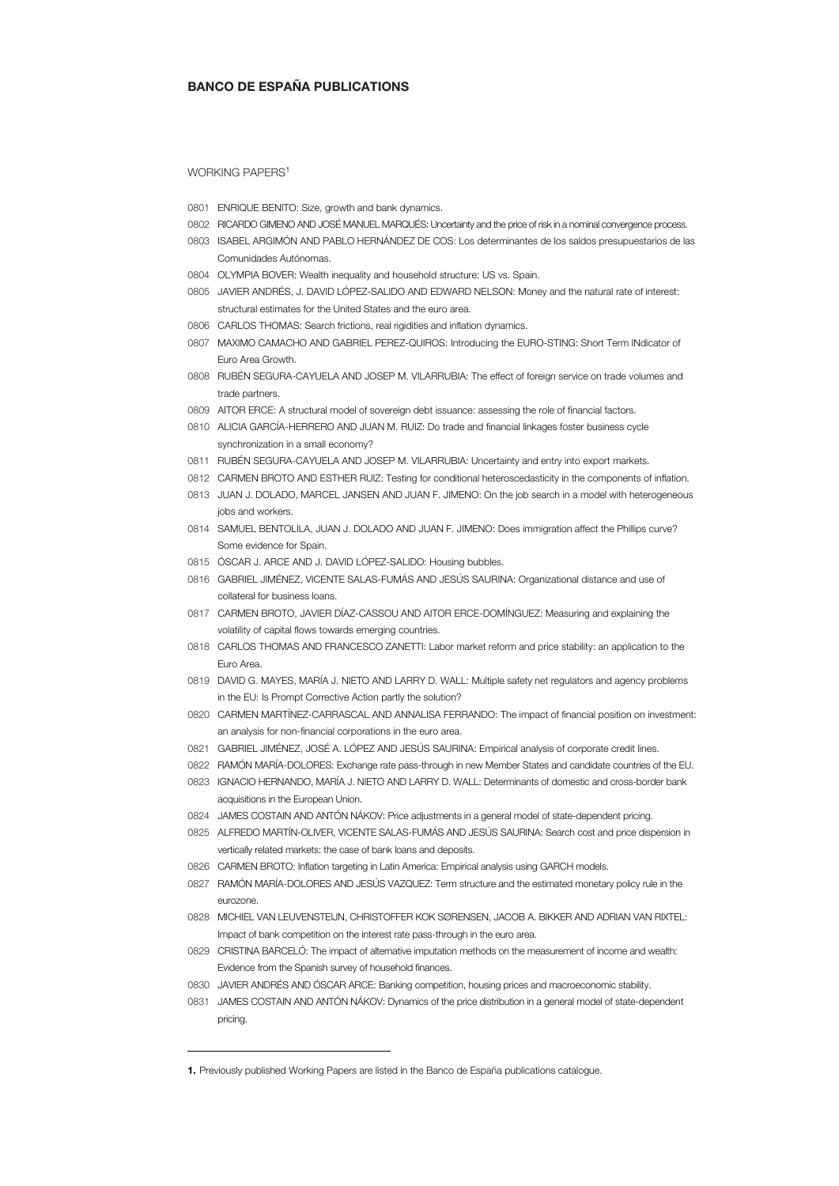## BANCO DE ESPAÑA PUBLICATIONS

WORKING PAPERS[1]

0801 ENRIQUE BENITO: Size, growth and bank dynamics.

0802 RICARDO GIMENO AND JOSÉ MANUEL MARQUÉS: Uncertainty and the price of risk in a nominal convergence process.

0803 ISABEL ARGIMÓN AND PABLO HERNÁNDEZ DE COS: Los determinantes de los saldos presupuestarios de las Comunidades Autónomas.

0804 OLYMPIA BOVER: Wealth inequality and household structure: US vs. Spain.

0805 JAVIER ANDRÉS, J. DAVID LÓPEZ-SALIDO AND EDWARD NELSON: Money and the natural rate of interest: structural estimates for the United States and the euro area.

0806 CARLOS THOMAS: Search frictions, real rigidities and inflation dynamics.

0807 MAXIMO CAMACHO AND GABRIEL PEREZ-QUIROS: Introducing the EURO-STING: Short Term INdicator of Euro Area Growth.

0808 RUBÉN SEGURA-CAYUELA AND JOSEP M. VILARRUBIA: The effect of foreign service on trade volumes and trade partners.

0809 AITOR ERCE: A structural model of sovereign debt issuance: assessing the role of financial factors.

0810 ALICIA GARCÍA-HERRERO AND JUAN M. RUIZ: Do trade and financial linkages foster business cycle synchronization in a small economy?

0811 RUBÉN SEGURA-CAYUELA AND JOSEP M. VILARRUBIA: Uncertainty and entry into export markets.

0812 CARMEN BROTO AND ESTHER RUIZ: Testing for conditional heteroscedasticity in the components of inflation.

0813 JUAN J. DOLADO, MARCEL JANSEN AND JUAN F. JIMENO: On the job search in a model with heterogeneous jobs and workers.

0814 SAMUEL BENTOLILA, JUAN J. DOLADO AND JUAN F. JIMENO: Does immigration affect the Phillips curve? Some evidence for Spain.

0815 ÓSCAR J. ARCE AND J. DAVID LÓPEZ-SALIDO: Housing bubbles.

0816 GABRIEL JIMÉNEZ, VICENTE SALAS-FUMÁS AND JESÚS SAURINA: Organizational distance and use of collateral for business loans.

0817 CARMEN BROTO, JAVIER DÍAZ-CASSOU AND AITOR ERCE-DOMÍNGUEZ: Measuring and explaining the volatility of capital flows towards emerging countries.

0818 CARLOS THOMAS AND FRANCESCO ZANETTI: Labor market reform and price stability: an application to the Euro Area.

0819 DAVID G. MAYES, MARÍA J. NIETO AND LARRY D. WALL: Multiple safety net regulators and agency problems in the EU: Is Prompt Corrective Action partly the solution?

0820 CARMEN MARTÍNEZ-CARRASCAL AND ANNALISA FERRANDO: The impact of financial position on investment: an analysis for non-financial corporations in the euro area.

0821 GABRIEL JIMÉNEZ, JOSÉ A. LÓPEZ AND JESÚS SAURINA: Empirical analysis of corporate credit lines.

0822 RAMÓN MARÍA-DOLORES: Exchange rate pass-through in new Member States and candidate countries of the EU.

0823 IGNACIO HERNANDO, MARÍA J. NIETO AND LARRY D. WALL: Determinants of domestic and cross-border bank acquisitions in the European Union.

0824 JAMES COSTAIN AND ANTÓN NÁKOV: Price adjustments in a general model of state-dependent pricing.

0825 ALFREDO MARTÍN-OLIVER, VICENTE SALAS-FUMÁS AND JESÚS SAURINA: Search cost and price dispersion in vertically related markets: the case of bank loans and deposits.

0826 CARMEN BROTO: Inflation targeting in Latin America: Empirical analysis using GARCH models.

0827 RAMÓN MARÍA-DOLORES AND JESÚS VAZQUEZ: Term structure and the estimated monetary policy rule in the eurozone.

0828 MICHIEL VAN LEUVENSTEIJN, CHRISTOFFER KOK SØRENSEN, JACOB A. BIKKER AND ADRIAN VAN RIXTEL: Impact of bank competition on the interest rate pass-through in the euro area.

0829 CRISTINA BARCELÓ: The impact of alternative imputation methods on the measurement of income and wealth: Evidence from the Spanish survey of household finances.

0830 JAVIER ANDRÉS AND ÓSCAR ARCE: Banking competition, housing prices and macroeconomic stability.

0831 JAMES COSTAIN AND ANTÓN NÁKOV: Dynamics of the price distribution in a general model of state-dependent pricing.

---

**1.** Previously published Working Papers are listed in the Banco de España publications catalogue.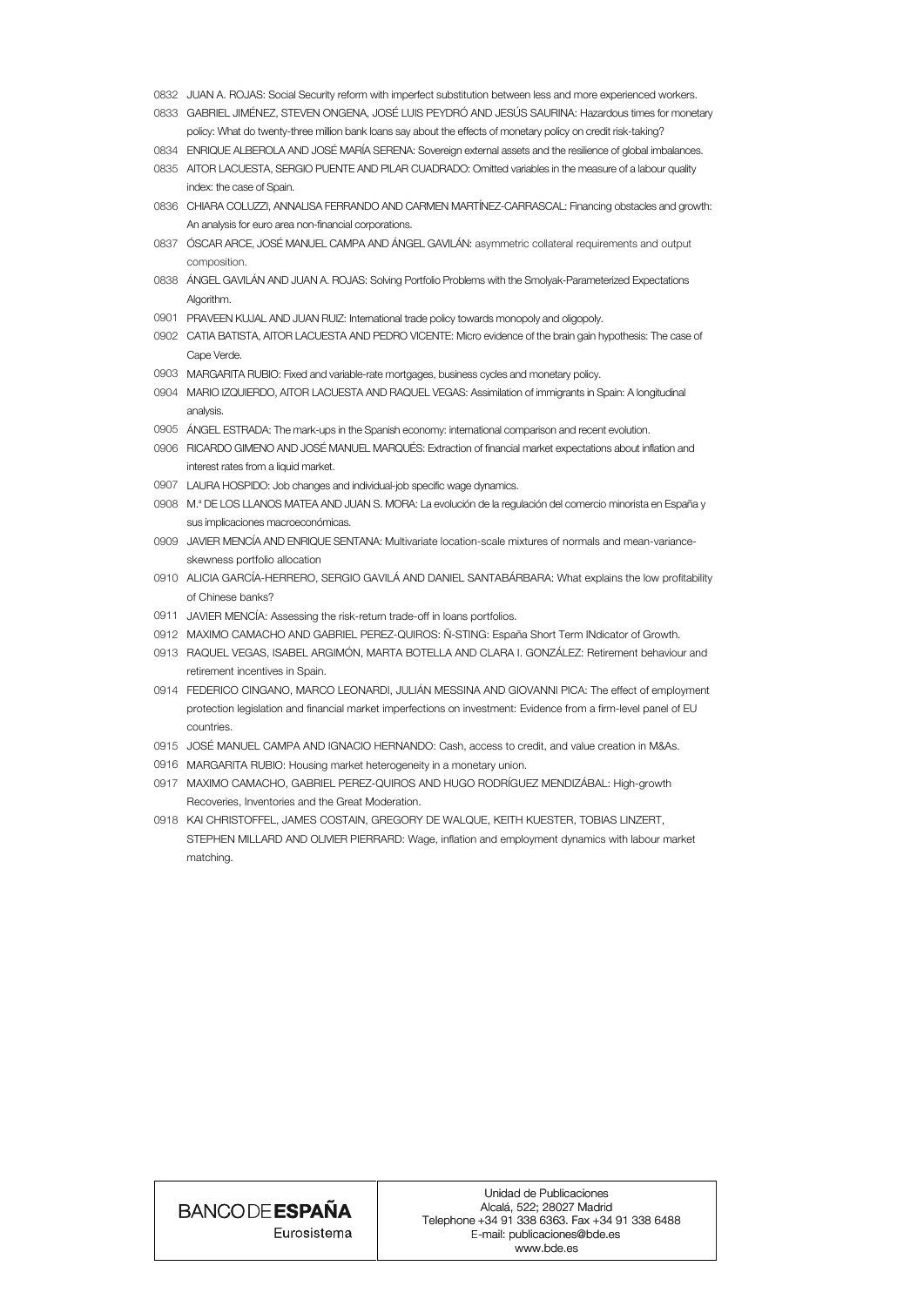0832 JUAN A. ROJAS: Social Security reform with imperfect substitution between less and more experienced workers.

0833 GABRIEL JIMÉNEZ, STEVEN ONGENA, JOSÉ LUIS PEYDRÓ AND JESÚS SAURINA: Hazardous times for monetary policy: What do twenty-three million bank loans say about the effects of monetary policy on credit risk-taking?

0834 ENRIQUE ALBEROLA AND JOSÉ MARÍA SERENA: Sovereign external assets and the resilience of global imbalances.

0835 AITOR LACUESTA, SERGIO PUENTE AND PILAR CUADRADO: Omitted variables in the measure of a labour quality index: the case of Spain.

0836 CHIARA COLUZZI, ANNALISA FERRANDO AND CARMEN MARTÍNEZ-CARRASCAL: Financing obstacles and growth: An analysis for euro area non-financial corporations.

0837 ÓSCAR ARCE, JOSÉ MANUEL CAMPA AND ÁNGEL GAVILÁN: asymmetric collateral requirements and output composition.

0838 ÁNGEL GAVILÁN AND JUAN A. ROJAS: Solving Portfolio Problems with the Smolyak-Parameterized Expectations Algorithm.

0901 PRAVEEN KUJAL AND JUAN RUIZ: International trade policy towards monopoly and oligopoly.

0902 CATIA BATISTA, AITOR LACUESTA AND PEDRO VICENTE: Micro evidence of the brain gain hypothesis: The case of Cape Verde.

0903 MARGARITA RUBIO: Fixed and variable-rate mortgages, business cycles and monetary policy.

0904 MARIO IZQUIERDO, AITOR LACUESTA AND RAQUEL VEGAS: Assimilation of immigrants in Spain: A longitudinal analysis.

0905 ÁNGEL ESTRADA: The mark-ups in the Spanish economy: international comparison and recent evolution.

0906 RICARDO GIMENO AND JOSÉ MANUEL MARQUÉS: Extraction of financial market expectations about inflation and interest rates from a liquid market.

0907 LAURA HOSPIDO: Job changes and individual-job specific wage dynamics.

0908 M.ª DE LOS LLANOS MATEA AND JUAN S. MORA: La evolución de la regulación del comercio minorista en España y sus implicaciones macroeconómicas.

0909 JAVIER MENCÍA AND ENRIQUE SENTANA: Multivariate location-scale mixtures of normals and mean-variance-skewness portfolio allocation

0910 ALICIA GARCÍA-HERRERO, SERGIO GAVILÁ AND DANIEL SANTABÁRBARA: What explains the low profitability of Chinese banks?

0911 JAVIER MENCÍA: Assessing the risk-return trade-off in loans portfolios.

0912 MAXIMO CAMACHO AND GABRIEL PEREZ-QUIROS: Ñ-STING: España Short Term INdicator of Growth.

0913 RAQUEL VEGAS, ISABEL ARGIMÓN, MARTA BOTELLA AND CLARA I. GONZÁLEZ: Retirement behaviour and retirement incentives in Spain.

0914 FEDERICO CINGANO, MARCO LEONARDI, JULIÁN MESSINA AND GIOVANNI PICA: The effect of employment protection legislation and financial market imperfections on investment: Evidence from a firm-level panel of EU countries.

0915 JOSÉ MANUEL CAMPA AND IGNACIO HERNANDO: Cash, access to credit, and value creation in M&As.

0916 MARGARITA RUBIO: Housing market heterogeneity in a monetary union.

0917 MAXIMO CAMACHO, GABRIEL PEREZ-QUIROS AND HUGO RODRÍGUEZ MENDIZÁBAL: High-growth Recoveries, Inventories and the Great Moderation.

0918 KAI CHRISTOFFEL, JAMES COSTAIN, GREGORY DE WALQUE, KEITH KUESTER, TOBIAS LINZERT, STEPHEN MILLARD AND OLIVIER PIERRARD: Wage, inflation and employment dynamics with labour market matching.

BANCO DE **ESPAÑA**
Eurosistema

Unidad de Publicaciones
Alcalá, 522; 28027 Madrid
Telephone +34 91 338 6363. Fax +34 91 338 6488
E-mail: publicaciones@bde.es
www.bde.es